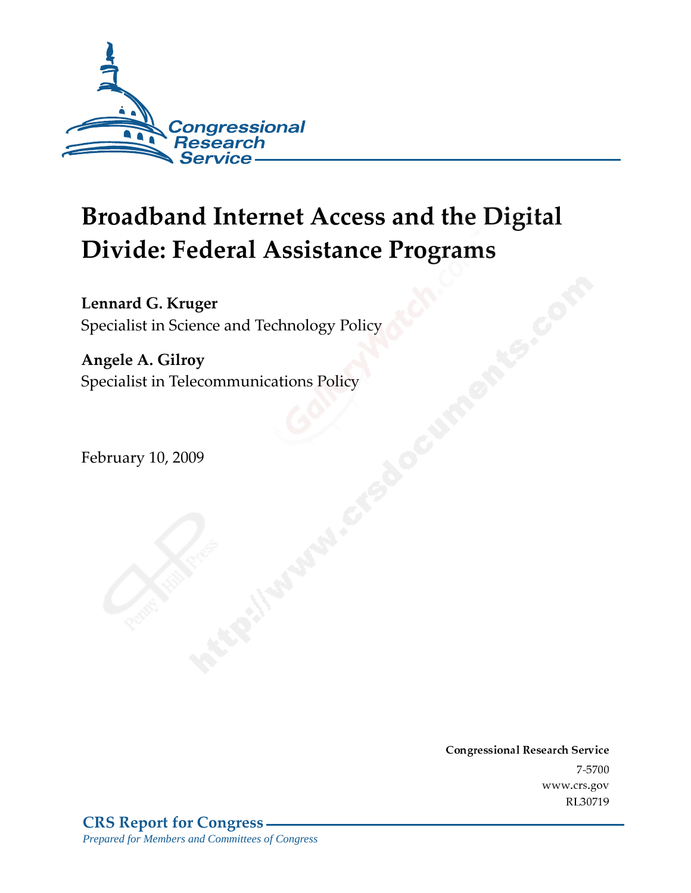Congressional Research Service

# Broadband Internet Access and the Digital Divide: Federal Assistance Programs

**Lennard G. Kruger**
Specialist in Science and Technology Policy

**Angele A. Gilroy**
Specialist in Telecommunications Policy

February 10, 2009

**Congressional Research Service**
7-5700
www.crs.gov
RL30719

**CRS Report for Congress**
*Prepared for Members and Committees of Congress*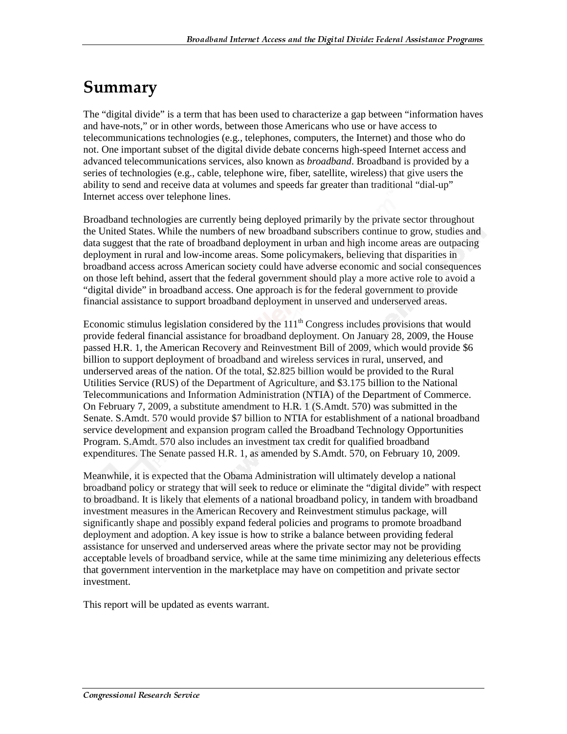# Summary

The "digital divide" is a term that has been used to characterize a gap between "information haves and have-nots," or in other words, between those Americans who use or have access to telecommunications technologies (e.g., telephones, computers, the Internet) and those who do not. One important subset of the digital divide debate concerns high-speed Internet access and advanced telecommunications services, also known as *broadband*. Broadband is provided by a series of technologies (e.g., cable, telephone wire, fiber, satellite, wireless) that give users the ability to send and receive data at volumes and speeds far greater than traditional "dial-up" Internet access over telephone lines.

Broadband technologies are currently being deployed primarily by the private sector throughout the United States. While the numbers of new broadband subscribers continue to grow, studies and data suggest that the rate of broadband deployment in urban and high income areas are outpacing deployment in rural and low-income areas. Some policymakers, believing that disparities in broadband access across American society could have adverse economic and social consequences on those left behind, assert that the federal government should play a more active role to avoid a "digital divide" in broadband access. One approach is for the federal government to provide financial assistance to support broadband deployment in unserved and underserved areas.

Economic stimulus legislation considered by the 111th Congress includes provisions that would provide federal financial assistance for broadband deployment. On January 28, 2009, the House passed H.R. 1, the American Recovery and Reinvestment Bill of 2009, which would provide $6 billion to support deployment of broadband and wireless services in rural, unserved, and underserved areas of the nation. Of the total, $2.825 billion would be provided to the Rural Utilities Service (RUS) of the Department of Agriculture, and $3.175 billion to the National Telecommunications and Information Administration (NTIA) of the Department of Commerce. On February 7, 2009, a substitute amendment to H.R. 1 (S.Amdt. 570) was submitted in the Senate. S.Amdt. 570 would provide $7 billion to NTIA for establishment of a national broadband service development and expansion program called the Broadband Technology Opportunities Program. S.Amdt. 570 also includes an investment tax credit for qualified broadband expenditures. The Senate passed H.R. 1, as amended by S.Amdt. 570, on February 10, 2009.

Meanwhile, it is expected that the Obama Administration will ultimately develop a national broadband policy or strategy that will seek to reduce or eliminate the "digital divide" with respect to broadband. It is likely that elements of a national broadband policy, in tandem with broadband investment measures in the American Recovery and Reinvestment stimulus package, will significantly shape and possibly expand federal policies and programs to promote broadband deployment and adoption. A key issue is how to strike a balance between providing federal assistance for unserved and underserved areas where the private sector may not be providing acceptable levels of broadband service, while at the same time minimizing any deleterious effects that government intervention in the marketplace may have on competition and private sector investment.

This report will be updated as events warrant.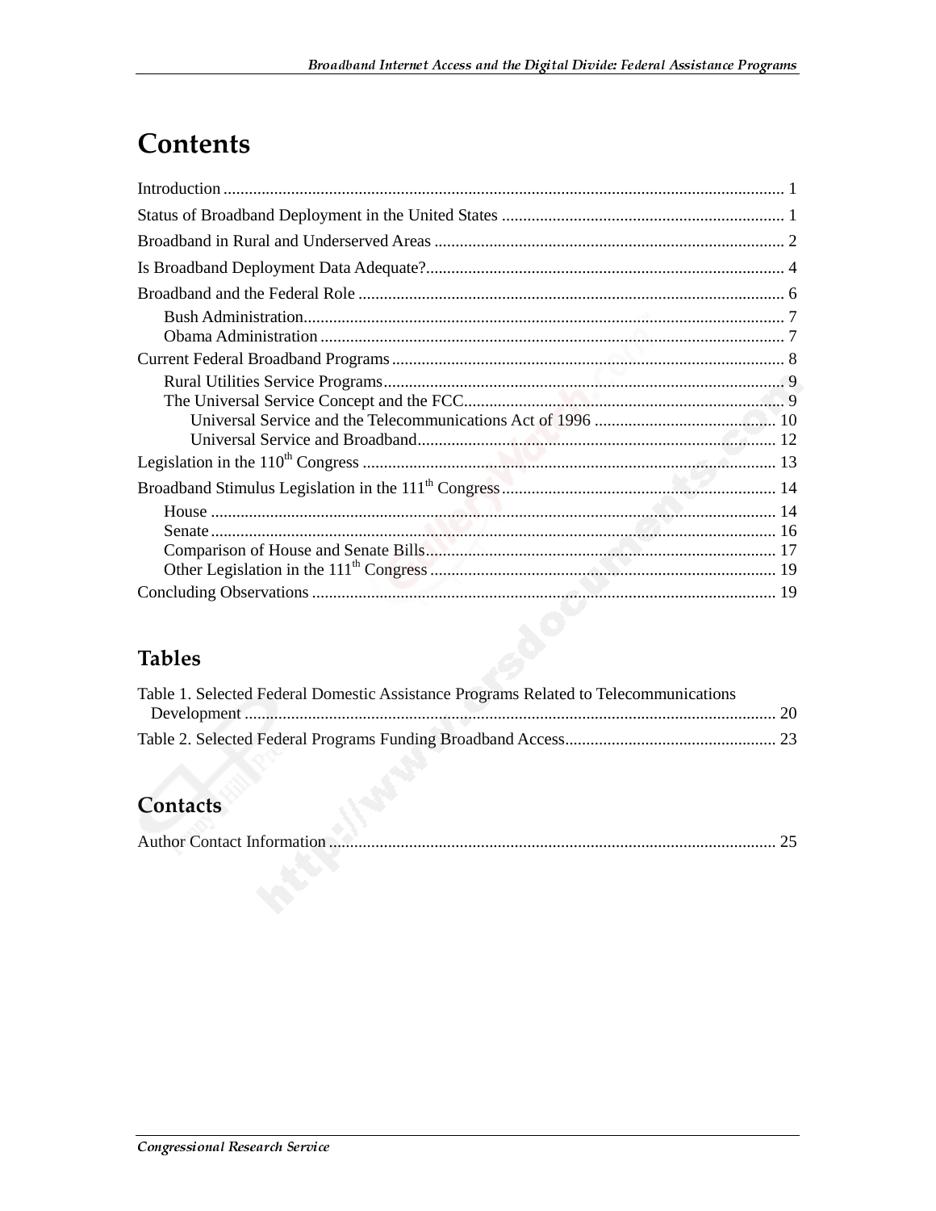# Contents

Introduction .................................................................................................................................... 1

Status of Broadband Deployment in the United States .................................................................. 1

Broadband in Rural and Underserved Areas .................................................................................. 2

Is Broadband Deployment Data Adequate?.................................................................................... 4

Broadband and the Federal Role .................................................................................................... 6

- Bush Administration................................................................................................................. 7
- Obama Administration ............................................................................................................. 7

Current Federal Broadband Programs ............................................................................................ 8

- Rural Utilities Service Programs............................................................................................. 9
- The Universal Service Concept and the FCC........................................................................... 9
  - Universal Service and the Telecommunications Act of 1996 ........................................... 10
  - Universal Service and Broadband.................................................................................... 12

Legislation in the 110th Congress ................................................................................................. 13

Broadband Stimulus Legislation in the 111th Congress................................................................. 14

- House ..................................................................................................................................... 14
- Senate..................................................................................................................................... 16
- Comparison of House and Senate Bills.................................................................................. 17
- Other Legislation in the 111th Congress ................................................................................. 19

Concluding Observations ............................................................................................................. 19

## Tables

Table 1. Selected Federal Domestic Assistance Programs Related to Telecommunications Development ............................................................................................................................. 20

Table 2. Selected Federal Programs Funding Broadband Access.................................................. 23

## Contacts

Author Contact Information......................................................................................................... 25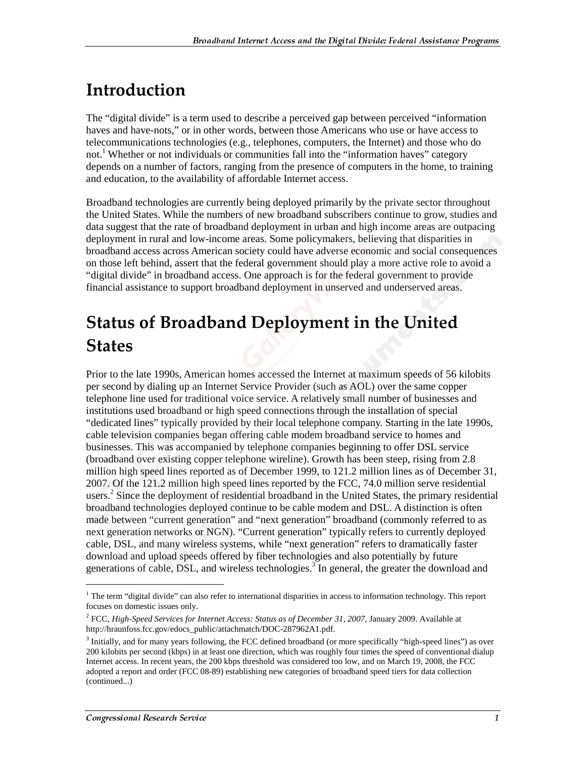# Introduction

The "digital divide" is a term used to describe a perceived gap between perceived "information haves and have-nots," or in other words, between those Americans who use or have access to telecommunications technologies (e.g., telephones, computers, the Internet) and those who do not.[1] Whether or not individuals or communities fall into the "information haves" category depends on a number of factors, ranging from the presence of computers in the home, to training and education, to the availability of affordable Internet access.

Broadband technologies are currently being deployed primarily by the private sector throughout the United States. While the numbers of new broadband subscribers continue to grow, studies and data suggest that the rate of broadband deployment in urban and high income areas are outpacing deployment in rural and low-income areas. Some policymakers, believing that disparities in broadband access across American society could have adverse economic and social consequences on those left behind, assert that the federal government should play a more active role to avoid a "digital divide" in broadband access. One approach is for the federal government to provide financial assistance to support broadband deployment in unserved and underserved areas.

# Status of Broadband Deployment in the United States

Prior to the late 1990s, American homes accessed the Internet at maximum speeds of 56 kilobits per second by dialing up an Internet Service Provider (such as AOL) over the same copper telephone line used for traditional voice service. A relatively small number of businesses and institutions used broadband or high speed connections through the installation of special "dedicated lines" typically provided by their local telephone company. Starting in the late 1990s, cable television companies began offering cable modem broadband service to homes and businesses. This was accompanied by telephone companies beginning to offer DSL service (broadband over existing copper telephone wireline). Growth has been steep, rising from 2.8 million high speed lines reported as of December 1999, to 121.2 million lines as of December 31, 2007. Of the 121.2 million high speed lines reported by the FCC, 74.0 million serve residential users.[2] Since the deployment of residential broadband in the United States, the primary residential broadband technologies deployed continue to be cable modem and DSL. A distinction is often made between "current generation" and "next generation" broadband (commonly referred to as next generation networks or NGN). "Current generation" typically refers to currently deployed cable, DSL, and many wireless systems, while "next generation" refers to dramatically faster download and upload speeds offered by fiber technologies and also potentially by future generations of cable, DSL, and wireless technologies.[3] In general, the greater the download and

---

[1] The term "digital divide" can also refer to international disparities in access to information technology. This report focuses on domestic issues only.

[2] FCC, *High-Speed Services for Internet Access: Status as of December 31, 2007*, January 2009. Available at http://hraunfoss.fcc.gov/edocs_public/attachmatch/DOC-287962A1.pdf.

[3] Initially, and for many years following, the FCC defined broadband (or more specifically "high-speed lines") as over 200 kilobits per second (kbps) in at least one direction, which was roughly four times the speed of conventional dialup Internet access. In recent years, the 200 kbps threshold was considered too low, and on March 19, 2008, the FCC adopted a report and order (FCC 08-89) establishing new categories of broadband speed tiers for data collection (continued...)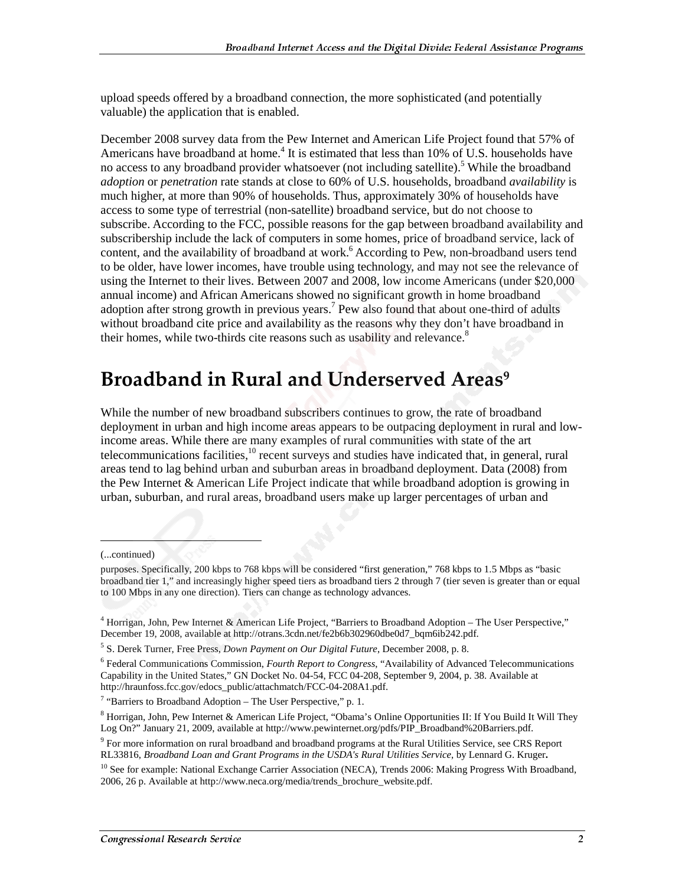upload speeds offered by a broadband connection, the more sophisticated (and potentially valuable) the application that is enabled.

December 2008 survey data from the Pew Internet and American Life Project found that 57% of Americans have broadband at home.[4] It is estimated that less than 10% of U.S. households have no access to any broadband provider whatsoever (not including satellite).[5] While the broadband *adoption* or *penetration* rate stands at close to 60% of U.S. households, broadband *availability* is much higher, at more than 90% of households. Thus, approximately 30% of households have access to some type of terrestrial (non-satellite) broadband service, but do not choose to subscribe. According to the FCC, possible reasons for the gap between broadband availability and subscribership include the lack of computers in some homes, price of broadband service, lack of content, and the availability of broadband at work.[6] According to Pew, non-broadband users tend to be older, have lower incomes, have trouble using technology, and may not see the relevance of using the Internet to their lives. Between 2007 and 2008, low income Americans (under $20,000 annual income) and African Americans showed no significant growth in home broadband adoption after strong growth in previous years.[7] Pew also found that about one-third of adults without broadband cite price and availability as the reasons why they don't have broadband in their homes, while two-thirds cite reasons such as usability and relevance.[8]

# Broadband in Rural and Underserved Areas[9]

While the number of new broadband subscribers continues to grow, the rate of broadband deployment in urban and high income areas appears to be outpacing deployment in rural and low-income areas. While there are many examples of rural communities with state of the art telecommunications facilities,[10] recent surveys and studies have indicated that, in general, rural areas tend to lag behind urban and suburban areas in broadband deployment. Data (2008) from the Pew Internet & American Life Project indicate that while broadband adoption is growing in urban, suburban, and rural areas, broadband users make up larger percentages of urban and

---

(...continued)

purposes. Specifically, 200 kbps to 768 kbps will be considered "first generation," 768 kbps to 1.5 Mbps as "basic broadband tier 1," and increasingly higher speed tiers as broadband tiers 2 through 7 (tier seven is greater than or equal to 100 Mbps in any one direction). Tiers can change as technology advances.

[4] Horrigan, John, Pew Internet & American Life Project, "Barriers to Broadband Adoption – The User Perspective," December 19, 2008, available at http://otrans.3cdn.net/fe2b6b302960dbe0d7_bqm6ib242.pdf.

[5] S. Derek Turner, Free Press, *Down Payment on Our Digital Future*, December 2008, p. 8.

[6] Federal Communications Commission, *Fourth Report to Congress*, "Availability of Advanced Telecommunications Capability in the United States," GN Docket No. 04-54, FCC 04-208, September 9, 2004, p. 38. Available at http://hraunfoss.fcc.gov/edocs_public/attachmatch/FCC-04-208A1.pdf.

[7] "Barriers to Broadband Adoption – The User Perspective," p. 1.

[8] Horrigan, John, Pew Internet & American Life Project, "Obama's Online Opportunities II: If You Build It Will They Log On?" January 21, 2009, available at http://www.pewinternet.org/pdfs/PIP_Broadband%20Barriers.pdf.

[9] For more information on rural broadband and broadband programs at the Rural Utilities Service, see CRS Report RL33816, *Broadband Loan and Grant Programs in the USDA's Rural Utilities Service*, by Lennard G. Kruger.

[10] See for example: National Exchange Carrier Association (NECA), Trends 2006: Making Progress With Broadband, 2006, 26 p. Available at http://www.neca.org/media/trends_brochure_website.pdf.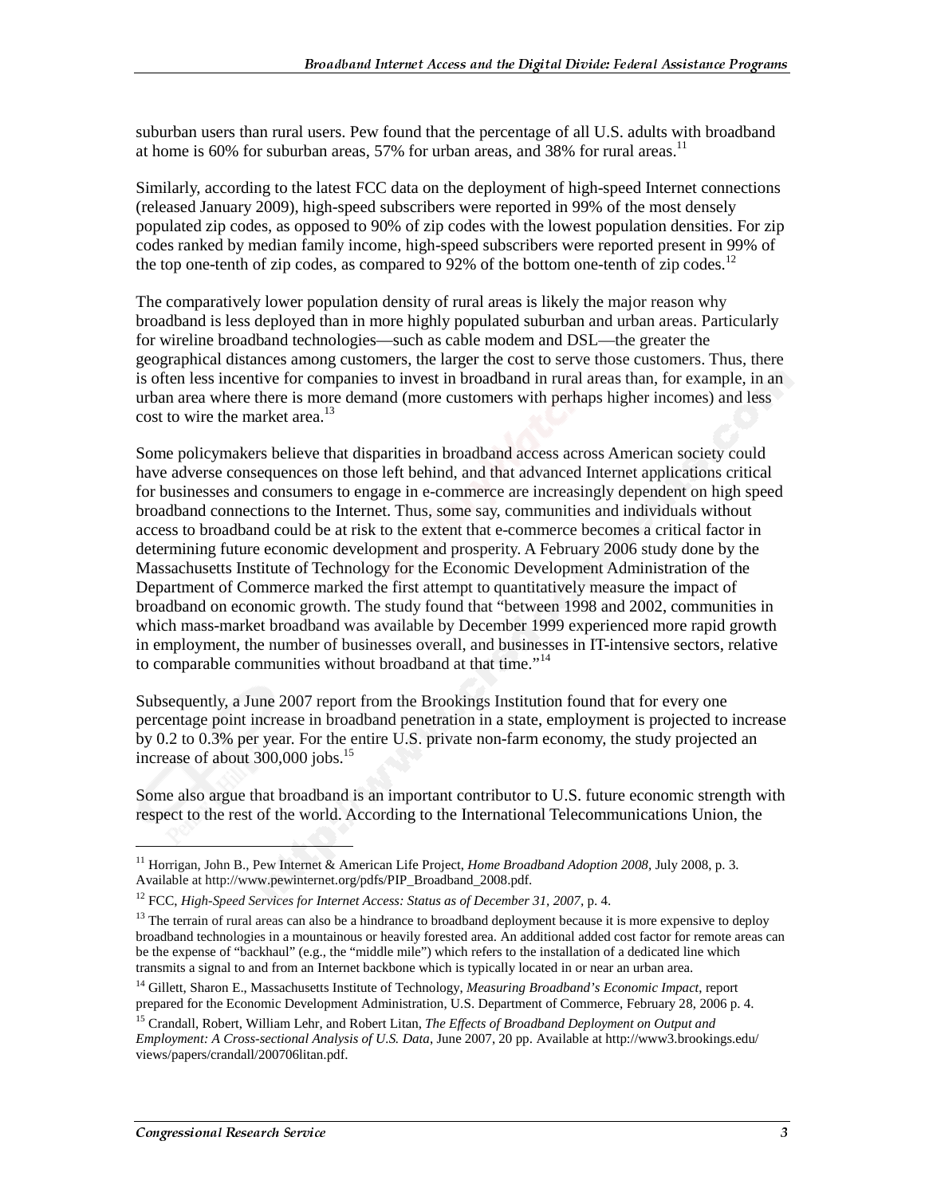suburban users than rural users. Pew found that the percentage of all U.S. adults with broadband at home is 60% for suburban areas, 57% for urban areas, and 38% for rural areas.[11]

Similarly, according to the latest FCC data on the deployment of high-speed Internet connections (released January 2009), high-speed subscribers were reported in 99% of the most densely populated zip codes, as opposed to 90% of zip codes with the lowest population densities. For zip codes ranked by median family income, high-speed subscribers were reported present in 99% of the top one-tenth of zip codes, as compared to 92% of the bottom one-tenth of zip codes.[12]

The comparatively lower population density of rural areas is likely the major reason why broadband is less deployed than in more highly populated suburban and urban areas. Particularly for wireline broadband technologies—such as cable modem and DSL—the greater the geographical distances among customers, the larger the cost to serve those customers. Thus, there is often less incentive for companies to invest in broadband in rural areas than, for example, in an urban area where there is more demand (more customers with perhaps higher incomes) and less cost to wire the market area.[13]

Some policymakers believe that disparities in broadband access across American society could have adverse consequences on those left behind, and that advanced Internet applications critical for businesses and consumers to engage in e-commerce are increasingly dependent on high speed broadband connections to the Internet. Thus, some say, communities and individuals without access to broadband could be at risk to the extent that e-commerce becomes a critical factor in determining future economic development and prosperity. A February 2006 study done by the Massachusetts Institute of Technology for the Economic Development Administration of the Department of Commerce marked the first attempt to quantitatively measure the impact of broadband on economic growth. The study found that "between 1998 and 2002, communities in which mass-market broadband was available by December 1999 experienced more rapid growth in employment, the number of businesses overall, and businesses in IT-intensive sectors, relative to comparable communities without broadband at that time."[14]

Subsequently, a June 2007 report from the Brookings Institution found that for every one percentage point increase in broadband penetration in a state, employment is projected to increase by 0.2 to 0.3% per year. For the entire U.S. private non-farm economy, the study projected an increase of about 300,000 jobs.[15]

Some also argue that broadband is an important contributor to U.S. future economic strength with respect to the rest of the world. According to the International Telecommunications Union, the

---

[11] Horrigan, John B., Pew Internet & American Life Project, *Home Broadband Adoption 2008*, July 2008, p. 3. Available at http://www.pewinternet.org/pdfs/PIP_Broadband_2008.pdf.

[12] FCC, *High-Speed Services for Internet Access: Status as of December 31, 2007*, p. 4.

[13] The terrain of rural areas can also be a hindrance to broadband deployment because it is more expensive to deploy broadband technologies in a mountainous or heavily forested area. An additional added cost factor for remote areas can be the expense of "backhaul" (e.g., the "middle mile") which refers to the installation of a dedicated line which transmits a signal to and from an Internet backbone which is typically located in or near an urban area.

[14] Gillett, Sharon E., Massachusetts Institute of Technology, *Measuring Broadband's Economic Impact*, report prepared for the Economic Development Administration, U.S. Department of Commerce, February 28, 2006 p. 4.

[15] Crandall, Robert, William Lehr, and Robert Litan, *The Effects of Broadband Deployment on Output and Employment: A Cross-sectional Analysis of U.S. Data*, June 2007, 20 pp. Available at http://www3.brookings.edu/views/papers/crandall/200706litan.pdf.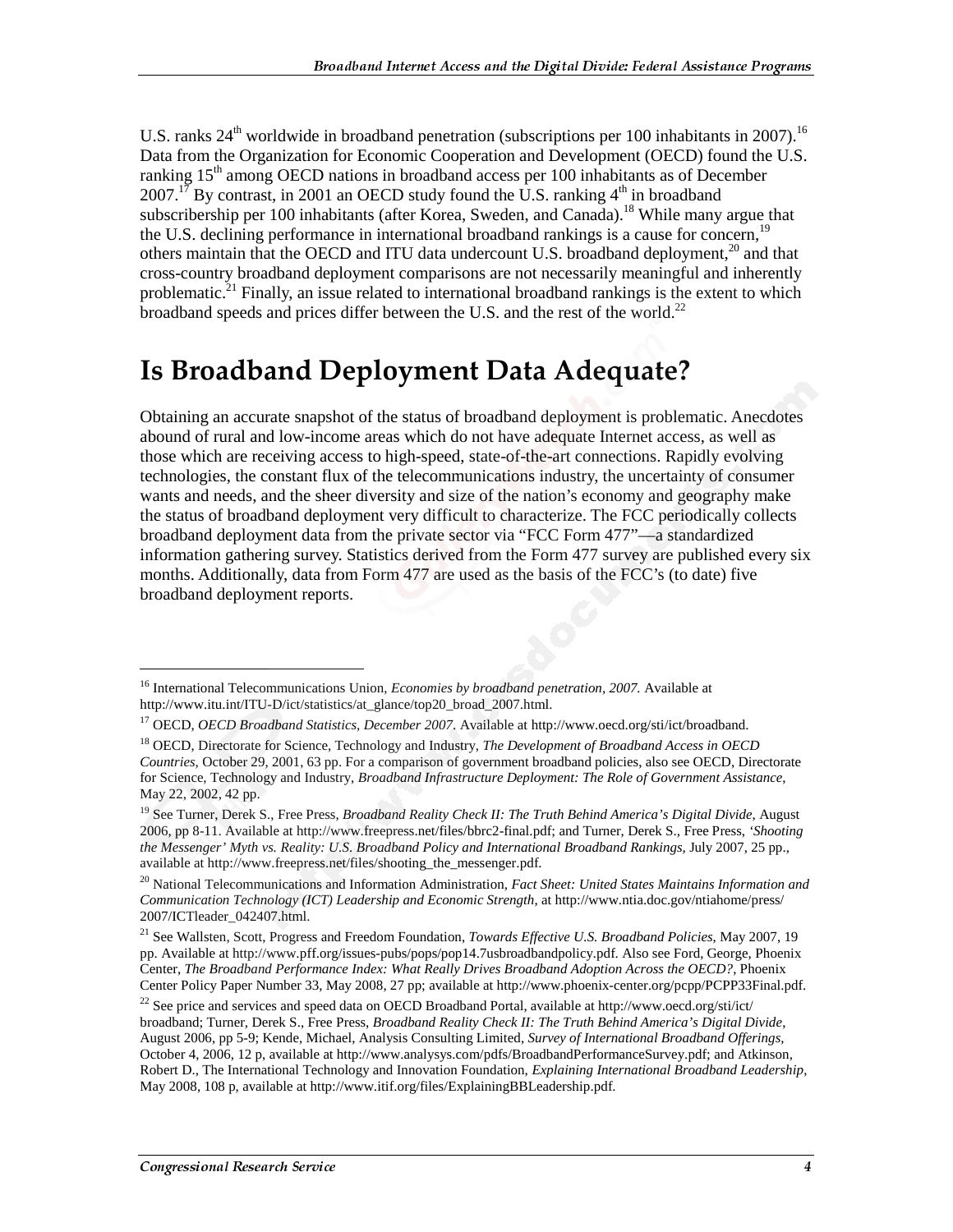U.S. ranks 24th worldwide in broadband penetration (subscriptions per 100 inhabitants in 2007).[16] Data from the Organization for Economic Cooperation and Development (OECD) found the U.S. ranking 15th among OECD nations in broadband access per 100 inhabitants as of December 2007.[17] By contrast, in 2001 an OECD study found the U.S. ranking 4th in broadband subscribership per 100 inhabitants (after Korea, Sweden, and Canada).[18] While many argue that the U.S. declining performance in international broadband rankings is a cause for concern,[19] others maintain that the OECD and ITU data undercount U.S. broadband deployment,[20] and that cross-country broadband deployment comparisons are not necessarily meaningful and inherently problematic.[21] Finally, an issue related to international broadband rankings is the extent to which broadband speeds and prices differ between the U.S. and the rest of the world.[22]

# Is Broadband Deployment Data Adequate?

Obtaining an accurate snapshot of the status of broadband deployment is problematic. Anecdotes abound of rural and low-income areas which do not have adequate Internet access, as well as those which are receiving access to high-speed, state-of-the-art connections. Rapidly evolving technologies, the constant flux of the telecommunications industry, the uncertainty of consumer wants and needs, and the sheer diversity and size of the nation's economy and geography make the status of broadband deployment very difficult to characterize. The FCC periodically collects broadband deployment data from the private sector via "FCC Form 477"—a standardized information gathering survey. Statistics derived from the Form 477 survey are published every six months. Additionally, data from Form 477 are used as the basis of the FCC's (to date) five broadband deployment reports.

---

[16] International Telecommunications Union, *Economies by broadband penetration, 2007.* Available at http://www.itu.int/ITU-D/ict/statistics/at_glance/top20_broad_2007.html.

[17] OECD, *OECD Broadband Statistics, December 2007.* Available at http://www.oecd.org/sti/ict/broadband.

[18] OECD, Directorate for Science, Technology and Industry, *The Development of Broadband Access in OECD Countries*, October 29, 2001, 63 pp. For a comparison of government broadband policies, also see OECD, Directorate for Science, Technology and Industry, *Broadband Infrastructure Deployment: The Role of Government Assistance*, May 22, 2002, 42 pp.

[19] See Turner, Derek S., Free Press, *Broadband Reality Check II: The Truth Behind America's Digital Divide*, August 2006, pp 8-11. Available at http://www.freepress.net/files/bbrc2-final.pdf; and Turner, Derek S., Free Press, *'Shooting the Messenger' Myth vs. Reality: U.S. Broadband Policy and International Broadband Rankings*, July 2007, 25 pp., available at http://www.freepress.net/files/shooting_the_messenger.pdf.

[20] National Telecommunications and Information Administration, *Fact Sheet: United States Maintains Information and Communication Technology (ICT) Leadership and Economic Strength*, at http://www.ntia.doc.gov/ntiahome/press/2007/ICTleader_042407.html.

[21] See Wallsten, Scott, Progress and Freedom Foundation, *Towards Effective U.S. Broadband Policies*, May 2007, 19 pp. Available at http://www.pff.org/issues-pubs/pops/pop14.7usbroadbandpolicy.pdf. Also see Ford, George, Phoenix Center, *The Broadband Performance Index: What Really Drives Broadband Adoption Across the OECD?*, Phoenix Center Policy Paper Number 33, May 2008, 27 pp; available at http://www.phoenix-center.org/pcpp/PCPP33Final.pdf.

[22] See price and services and speed data on OECD Broadband Portal, available at http://www.oecd.org/sti/ict/broadband; Turner, Derek S., Free Press, *Broadband Reality Check II: The Truth Behind America's Digital Divide*, August 2006, pp 5-9; Kende, Michael, Analysis Consulting Limited, *Survey of International Broadband Offerings*, October 4, 2006, 12 p, available at http://www.analysys.com/pdfs/BroadbandPerformanceSurvey.pdf; and Atkinson, Robert D., The International Technology and Innovation Foundation, *Explaining International Broadband Leadership*, May 2008, 108 p, available at http://www.itif.org/files/ExplainingBBLeadership.pdf.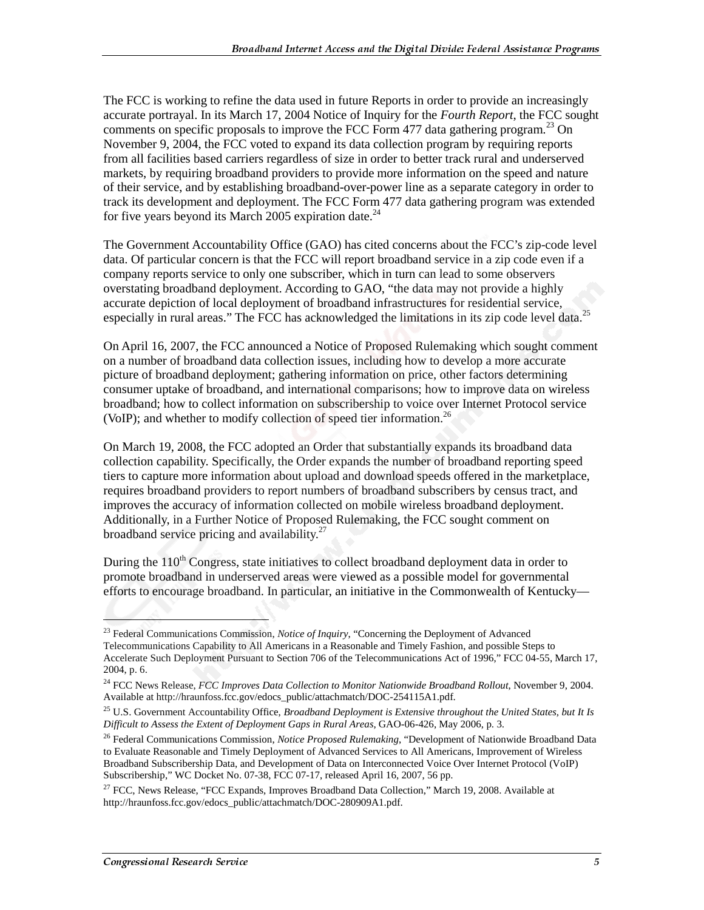The FCC is working to refine the data used in future Reports in order to provide an increasingly accurate portrayal. In its March 17, 2004 Notice of Inquiry for the *Fourth Report*, the FCC sought comments on specific proposals to improve the FCC Form 477 data gathering program.[23] On November 9, 2004, the FCC voted to expand its data collection program by requiring reports from all facilities based carriers regardless of size in order to better track rural and underserved markets, by requiring broadband providers to provide more information on the speed and nature of their service, and by establishing broadband-over-power line as a separate category in order to track its development and deployment. The FCC Form 477 data gathering program was extended for five years beyond its March 2005 expiration date.[24]

The Government Accountability Office (GAO) has cited concerns about the FCC's zip-code level data. Of particular concern is that the FCC will report broadband service in a zip code even if a company reports service to only one subscriber, which in turn can lead to some observers overstating broadband deployment. According to GAO, "the data may not provide a highly accurate depiction of local deployment of broadband infrastructures for residential service, especially in rural areas." The FCC has acknowledged the limitations in its zip code level data.[25]

On April 16, 2007, the FCC announced a Notice of Proposed Rulemaking which sought comment on a number of broadband data collection issues, including how to develop a more accurate picture of broadband deployment; gathering information on price, other factors determining consumer uptake of broadband, and international comparisons; how to improve data on wireless broadband; how to collect information on subscribership to voice over Internet Protocol service (VoIP); and whether to modify collection of speed tier information.[26]

On March 19, 2008, the FCC adopted an Order that substantially expands its broadband data collection capability. Specifically, the Order expands the number of broadband reporting speed tiers to capture more information about upload and download speeds offered in the marketplace, requires broadband providers to report numbers of broadband subscribers by census tract, and improves the accuracy of information collected on mobile wireless broadband deployment. Additionally, in a Further Notice of Proposed Rulemaking, the FCC sought comment on broadband service pricing and availability.[27]

During the 110th Congress, state initiatives to collect broadband deployment data in order to promote broadband in underserved areas were viewed as a possible model for governmental efforts to encourage broadband. In particular, an initiative in the Commonwealth of Kentucky—

---

[23] Federal Communications Commission, *Notice of Inquiry*, "Concerning the Deployment of Advanced Telecommunications Capability to All Americans in a Reasonable and Timely Fashion, and possible Steps to Accelerate Such Deployment Pursuant to Section 706 of the Telecommunications Act of 1996," FCC 04-55, March 17, 2004, p. 6.

[24] FCC News Release, *FCC Improves Data Collection to Monitor Nationwide Broadband Rollout*, November 9, 2004. Available at http://hraunfoss.fcc.gov/edocs_public/attachmatch/DOC-254115A1.pdf.

[25] U.S. Government Accountability Office, *Broadband Deployment is Extensive throughout the United States, but It Is Difficult to Assess the Extent of Deployment Gaps in Rural Areas*, GAO-06-426, May 2006, p. 3.

[26] Federal Communications Commission, *Notice Proposed Rulemaking*, "Development of Nationwide Broadband Data to Evaluate Reasonable and Timely Deployment of Advanced Services to All Americans, Improvement of Wireless Broadband Subscribership Data, and Development of Data on Interconnected Voice Over Internet Protocol (VoIP) Subscribership," WC Docket No. 07-38, FCC 07-17, released April 16, 2007, 56 pp.

[27] FCC, News Release, "FCC Expands, Improves Broadband Data Collection," March 19, 2008. Available at http://hraunfoss.fcc.gov/edocs_public/attachmatch/DOC-280909A1.pdf.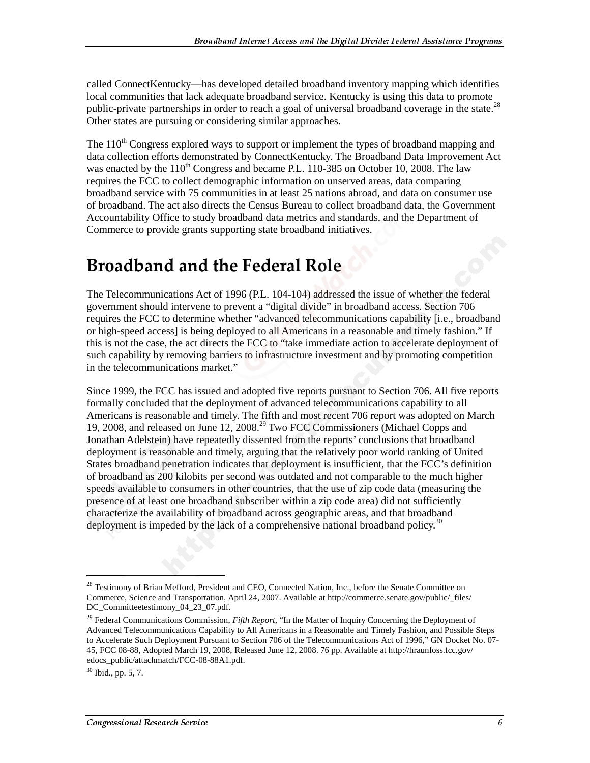called ConnectKentucky—has developed detailed broadband inventory mapping which identifies local communities that lack adequate broadband service. Kentucky is using this data to promote public-private partnerships in order to reach a goal of universal broadband coverage in the state.[28] Other states are pursuing or considering similar approaches.

The 110th Congress explored ways to support or implement the types of broadband mapping and data collection efforts demonstrated by ConnectKentucky. The Broadband Data Improvement Act was enacted by the 110th Congress and became P.L. 110-385 on October 10, 2008. The law requires the FCC to collect demographic information on unserved areas, data comparing broadband service with 75 communities in at least 25 nations abroad, and data on consumer use of broadband. The act also directs the Census Bureau to collect broadband data, the Government Accountability Office to study broadband data metrics and standards, and the Department of Commerce to provide grants supporting state broadband initiatives.

# Broadband and the Federal Role

The Telecommunications Act of 1996 (P.L. 104-104) addressed the issue of whether the federal government should intervene to prevent a "digital divide" in broadband access. Section 706 requires the FCC to determine whether "advanced telecommunications capability [i.e., broadband or high-speed access] is being deployed to all Americans in a reasonable and timely fashion." If this is not the case, the act directs the FCC to "take immediate action to accelerate deployment of such capability by removing barriers to infrastructure investment and by promoting competition in the telecommunications market."

Since 1999, the FCC has issued and adopted five reports pursuant to Section 706. All five reports formally concluded that the deployment of advanced telecommunications capability to all Americans is reasonable and timely. The fifth and most recent 706 report was adopted on March 19, 2008, and released on June 12, 2008.[29] Two FCC Commissioners (Michael Copps and Jonathan Adelstein) have repeatedly dissented from the reports' conclusions that broadband deployment is reasonable and timely, arguing that the relatively poor world ranking of United States broadband penetration indicates that deployment is insufficient, that the FCC's definition of broadband as 200 kilobits per second was outdated and not comparable to the much higher speeds available to consumers in other countries, that the use of zip code data (measuring the presence of at least one broadband subscriber within a zip code area) did not sufficiently characterize the availability of broadband across geographic areas, and that broadband deployment is impeded by the lack of a comprehensive national broadband policy.[30]

---

[28] Testimony of Brian Mefford, President and CEO, Connected Nation, Inc., before the Senate Committee on Commerce, Science and Transportation, April 24, 2007. Available at http://commerce.senate.gov/public/_files/DC_Committeetestimony_04_23_07.pdf.

[29] Federal Communications Commission, *Fifth Report*, "In the Matter of Inquiry Concerning the Deployment of Advanced Telecommunications Capability to All Americans in a Reasonable and Timely Fashion, and Possible Steps to Accelerate Such Deployment Pursuant to Section 706 of the Telecommunications Act of 1996," GN Docket No. 07-45, FCC 08-88, Adopted March 19, 2008, Released June 12, 2008. 76 pp. Available at http://hraunfoss.fcc.gov/edocs_public/attachmatch/FCC-08-88A1.pdf.

[30] Ibid., pp. 5, 7.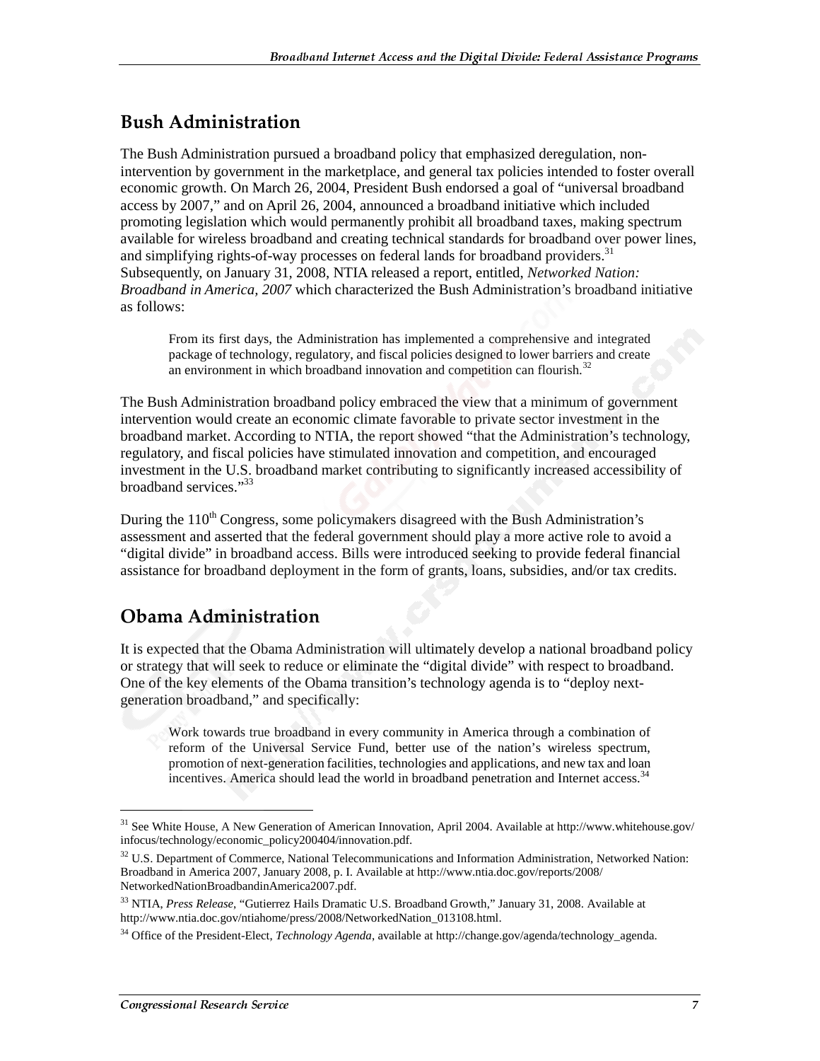## Bush Administration

The Bush Administration pursued a broadband policy that emphasized deregulation, non-intervention by government in the marketplace, and general tax policies intended to foster overall economic growth. On March 26, 2004, President Bush endorsed a goal of "universal broadband access by 2007," and on April 26, 2004, announced a broadband initiative which included promoting legislation which would permanently prohibit all broadband taxes, making spectrum available for wireless broadband and creating technical standards for broadband over power lines, and simplifying rights-of-way processes on federal lands for broadband providers.[31] Subsequently, on January 31, 2008, NTIA released a report, entitled, *Networked Nation: Broadband in America, 2007* which characterized the Bush Administration's broadband initiative as follows:

> From its first days, the Administration has implemented a comprehensive and integrated package of technology, regulatory, and fiscal policies designed to lower barriers and create an environment in which broadband innovation and competition can flourish.[32]

The Bush Administration broadband policy embraced the view that a minimum of government intervention would create an economic climate favorable to private sector investment in the broadband market. According to NTIA, the report showed "that the Administration's technology, regulatory, and fiscal policies have stimulated innovation and competition, and encouraged investment in the U.S. broadband market contributing to significantly increased accessibility of broadband services."[33]

During the 110th Congress, some policymakers disagreed with the Bush Administration's assessment and asserted that the federal government should play a more active role to avoid a "digital divide" in broadband access. Bills were introduced seeking to provide federal financial assistance for broadband deployment in the form of grants, loans, subsidies, and/or tax credits.

## Obama Administration

It is expected that the Obama Administration will ultimately develop a national broadband policy or strategy that will seek to reduce or eliminate the "digital divide" with respect to broadband. One of the key elements of the Obama transition's technology agenda is to "deploy next-generation broadband," and specifically:

> Work towards true broadband in every community in America through a combination of reform of the Universal Service Fund, better use of the nation's wireless spectrum, promotion of next-generation facilities, technologies and applications, and new tax and loan incentives. America should lead the world in broadband penetration and Internet access.[34]

---

[31] See White House, A New Generation of American Innovation, April 2004. Available at http://www.whitehouse.gov/infocus/technology/economic_policy200404/innovation.pdf.

[32] U.S. Department of Commerce, National Telecommunications and Information Administration, Networked Nation: Broadband in America 2007, January 2008, p. I. Available at http://www.ntia.doc.gov/reports/2008/NetworkedNationBroadbandinAmerica2007.pdf.

[33] NTIA, *Press Release*, "Gutierrez Hails Dramatic U.S. Broadband Growth," January 31, 2008. Available at http://www.ntia.doc.gov/ntiahome/press/2008/NetworkedNation_013108.html.

[34] Office of the President-Elect, *Technology Agenda*, available at http://change.gov/agenda/technology_agenda.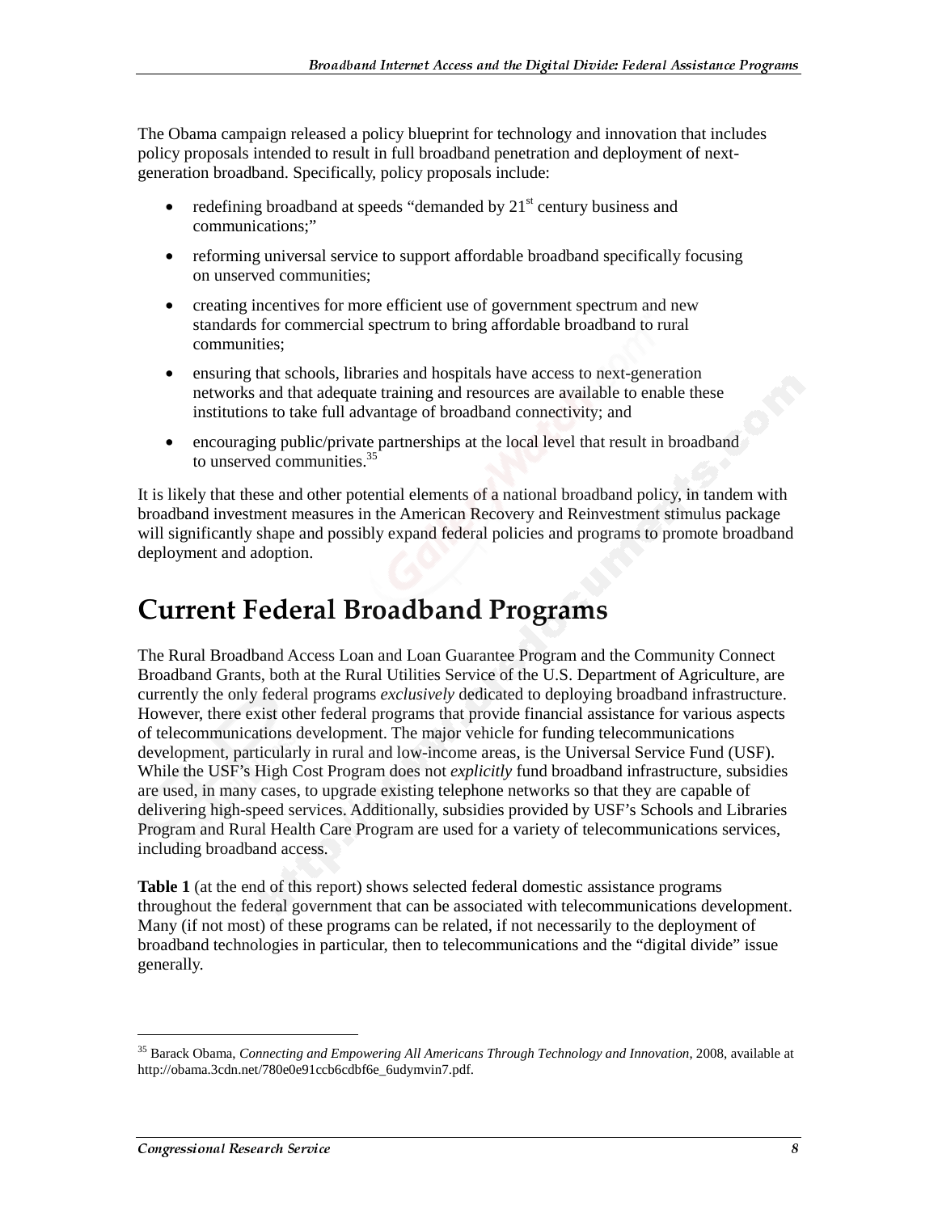The Obama campaign released a policy blueprint for technology and innovation that includes policy proposals intended to result in full broadband penetration and deployment of next-generation broadband. Specifically, policy proposals include:

- redefining broadband at speeds "demanded by 21st century business and communications;"
- reforming universal service to support affordable broadband specifically focusing on unserved communities;
- creating incentives for more efficient use of government spectrum and new standards for commercial spectrum to bring affordable broadband to rural communities;
- ensuring that schools, libraries and hospitals have access to next-generation networks and that adequate training and resources are available to enable these institutions to take full advantage of broadband connectivity; and
- encouraging public/private partnerships at the local level that result in broadband to unserved communities.[35]

It is likely that these and other potential elements of a national broadband policy, in tandem with broadband investment measures in the American Recovery and Reinvestment stimulus package will significantly shape and possibly expand federal policies and programs to promote broadband deployment and adoption.

# Current Federal Broadband Programs

The Rural Broadband Access Loan and Loan Guarantee Program and the Community Connect Broadband Grants, both at the Rural Utilities Service of the U.S. Department of Agriculture, are currently the only federal programs *exclusively* dedicated to deploying broadband infrastructure. However, there exist other federal programs that provide financial assistance for various aspects of telecommunications development. The major vehicle for funding telecommunications development, particularly in rural and low-income areas, is the Universal Service Fund (USF). While the USF's High Cost Program does not *explicitly* fund broadband infrastructure, subsidies are used, in many cases, to upgrade existing telephone networks so that they are capable of delivering high-speed services. Additionally, subsidies provided by USF's Schools and Libraries Program and Rural Health Care Program are used for a variety of telecommunications services, including broadband access.

**Table 1** (at the end of this report) shows selected federal domestic assistance programs throughout the federal government that can be associated with telecommunications development. Many (if not most) of these programs can be related, if not necessarily to the deployment of broadband technologies in particular, then to telecommunications and the "digital divide" issue generally.

---

[35] Barack Obama, *Connecting and Empowering All Americans Through Technology and Innovation*, 2008, available at http://obama.3cdn.net/780e0e91ccb6cdbf6e_6udymvin7.pdf.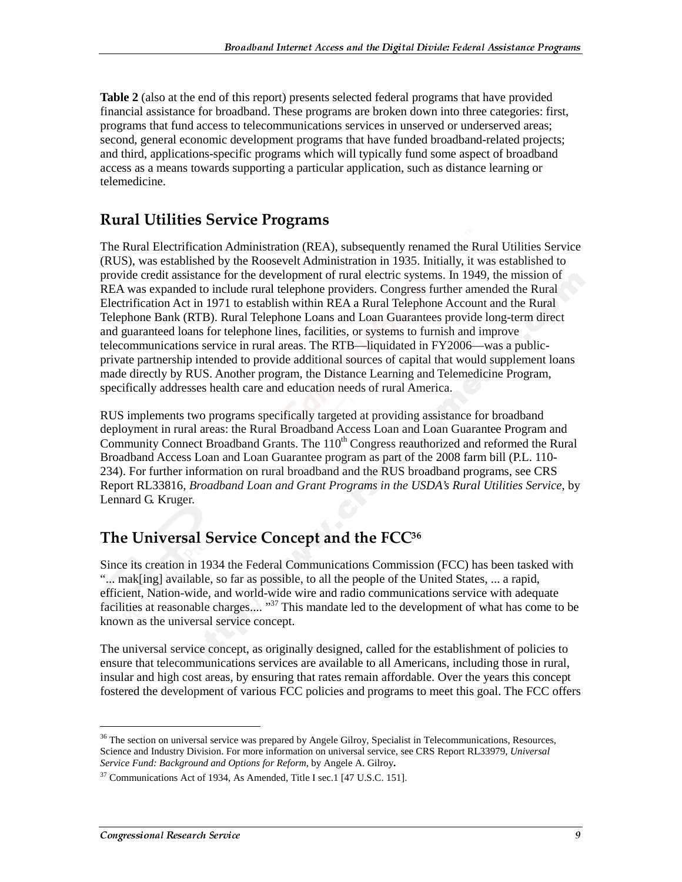**Table 2** (also at the end of this report) presents selected federal programs that have provided financial assistance for broadband. These programs are broken down into three categories: first, programs that fund access to telecommunications services in unserved or underserved areas; second, general economic development programs that have funded broadband-related projects; and third, applications-specific programs which will typically fund some aspect of broadband access as a means towards supporting a particular application, such as distance learning or telemedicine.

## Rural Utilities Service Programs

The Rural Electrification Administration (REA), subsequently renamed the Rural Utilities Service (RUS), was established by the Roosevelt Administration in 1935. Initially, it was established to provide credit assistance for the development of rural electric systems. In 1949, the mission of REA was expanded to include rural telephone providers. Congress further amended the Rural Electrification Act in 1971 to establish within REA a Rural Telephone Account and the Rural Telephone Bank (RTB). Rural Telephone Loans and Loan Guarantees provide long-term direct and guaranteed loans for telephone lines, facilities, or systems to furnish and improve telecommunications service in rural areas. The RTB—liquidated in FY2006—was a public-private partnership intended to provide additional sources of capital that would supplement loans made directly by RUS. Another program, the Distance Learning and Telemedicine Program, specifically addresses health care and education needs of rural America.

RUS implements two programs specifically targeted at providing assistance for broadband deployment in rural areas: the Rural Broadband Access Loan and Loan Guarantee Program and Community Connect Broadband Grants. The 110th Congress reauthorized and reformed the Rural Broadband Access Loan and Loan Guarantee program as part of the 2008 farm bill (P.L. 110-234). For further information on rural broadband and the RUS broadband programs, see CRS Report RL33816, *Broadband Loan and Grant Programs in the USDA's Rural Utilities Service*, by Lennard G. Kruger.

## The Universal Service Concept and the FCC[36]

Since its creation in 1934 the Federal Communications Commission (FCC) has been tasked with "... mak[ing] available, so far as possible, to all the people of the United States, ... a rapid, efficient, Nation-wide, and world-wide wire and radio communications service with adequate facilities at reasonable charges.... "[37] This mandate led to the development of what has come to be known as the universal service concept.

The universal service concept, as originally designed, called for the establishment of policies to ensure that telecommunications services are available to all Americans, including those in rural, insular and high cost areas, by ensuring that rates remain affordable. Over the years this concept fostered the development of various FCC policies and programs to meet this goal. The FCC offers

---

[36] The section on universal service was prepared by Angele Gilroy, Specialist in Telecommunications, Resources, Science and Industry Division. For more information on universal service, see CRS Report RL33979, *Universal Service Fund: Background and Options for Reform*, by Angele A. Gilroy**.**

[37] Communications Act of 1934, As Amended, Title I sec.1 [47 U.S.C. 151].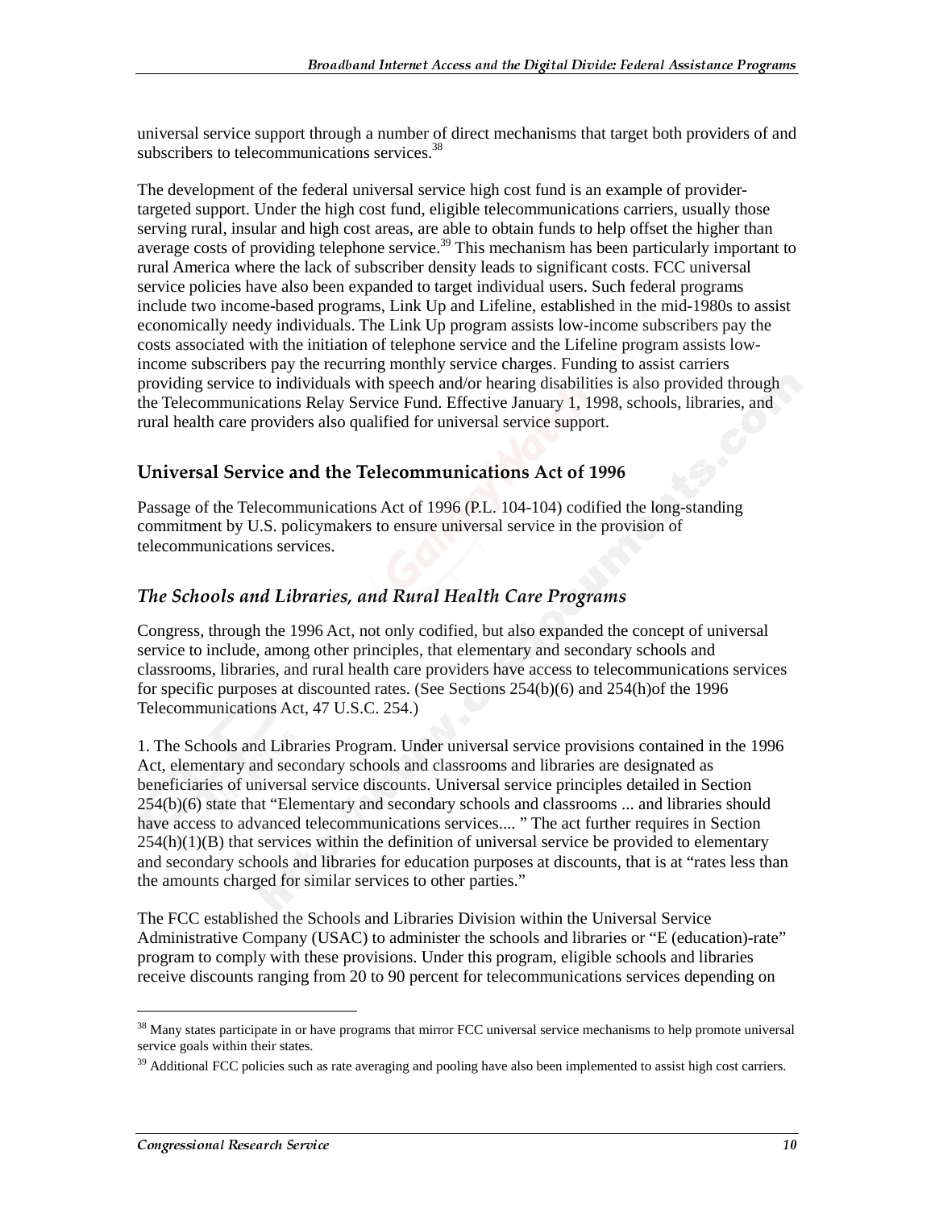universal service support through a number of direct mechanisms that target both providers of and subscribers to telecommunications services.[38]

The development of the federal universal service high cost fund is an example of provider-targeted support. Under the high cost fund, eligible telecommunications carriers, usually those serving rural, insular and high cost areas, are able to obtain funds to help offset the higher than average costs of providing telephone service.[39] This mechanism has been particularly important to rural America where the lack of subscriber density leads to significant costs. FCC universal service policies have also been expanded to target individual users. Such federal programs include two income-based programs, Link Up and Lifeline, established in the mid-1980s to assist economically needy individuals. The Link Up program assists low-income subscribers pay the costs associated with the initiation of telephone service and the Lifeline program assists low-income subscribers pay the recurring monthly service charges. Funding to assist carriers providing service to individuals with speech and/or hearing disabilities is also provided through the Telecommunications Relay Service Fund. Effective January 1, 1998, schools, libraries, and rural health care providers also qualified for universal service support.

## Universal Service and the Telecommunications Act of 1996

Passage of the Telecommunications Act of 1996 (P.L. 104-104) codified the long-standing commitment by U.S. policymakers to ensure universal service in the provision of telecommunications services.

### *The Schools and Libraries, and Rural Health Care Programs*

Congress, through the 1996 Act, not only codified, but also expanded the concept of universal service to include, among other principles, that elementary and secondary schools and classrooms, libraries, and rural health care providers have access to telecommunications services for specific purposes at discounted rates. (See Sections 254(b)(6) and 254(h)of the 1996 Telecommunications Act, 47 U.S.C. 254.)

1. The Schools and Libraries Program. Under universal service provisions contained in the 1996 Act, elementary and secondary schools and classrooms and libraries are designated as beneficiaries of universal service discounts. Universal service principles detailed in Section 254(b)(6) state that "Elementary and secondary schools and classrooms ... and libraries should have access to advanced telecommunications services.... " The act further requires in Section 254(h)(1)(B) that services within the definition of universal service be provided to elementary and secondary schools and libraries for education purposes at discounts, that is at "rates less than the amounts charged for similar services to other parties."

The FCC established the Schools and Libraries Division within the Universal Service Administrative Company (USAC) to administer the schools and libraries or "E (education)-rate" program to comply with these provisions. Under this program, eligible schools and libraries receive discounts ranging from 20 to 90 percent for telecommunications services depending on

---

[38] Many states participate in or have programs that mirror FCC universal service mechanisms to help promote universal service goals within their states.

[39] Additional FCC policies such as rate averaging and pooling have also been implemented to assist high cost carriers.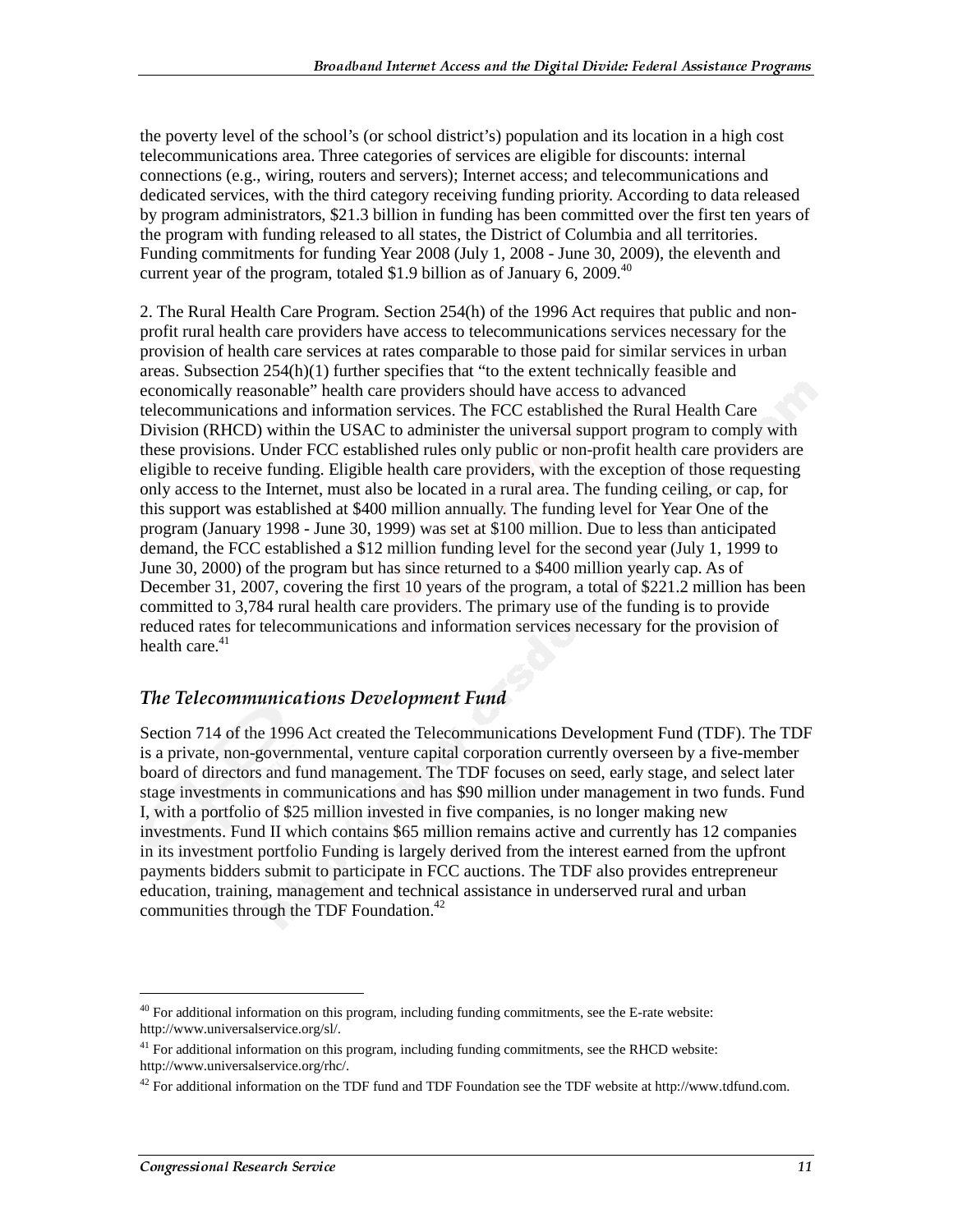the poverty level of the school's (or school district's) population and its location in a high cost telecommunications area. Three categories of services are eligible for discounts: internal connections (e.g., wiring, routers and servers); Internet access; and telecommunications and dedicated services, with the third category receiving funding priority. According to data released by program administrators, \$21.3 billion in funding has been committed over the first ten years of the program with funding released to all states, the District of Columbia and all territories. Funding commitments for funding Year 2008 (July 1, 2008 - June 30, 2009), the eleventh and current year of the program, totaled \$1.9 billion as of January 6, 2009.[40]

2. The Rural Health Care Program. Section 254(h) of the 1996 Act requires that public and non-profit rural health care providers have access to telecommunications services necessary for the provision of health care services at rates comparable to those paid for similar services in urban areas. Subsection 254(h)(1) further specifies that "to the extent technically feasible and economically reasonable" health care providers should have access to advanced telecommunications and information services. The FCC established the Rural Health Care Division (RHCD) within the USAC to administer the universal support program to comply with these provisions. Under FCC established rules only public or non-profit health care providers are eligible to receive funding. Eligible health care providers, with the exception of those requesting only access to the Internet, must also be located in a rural area. The funding ceiling, or cap, for this support was established at \$400 million annually. The funding level for Year One of the program (January 1998 - June 30, 1999) was set at \$100 million. Due to less than anticipated demand, the FCC established a \$12 million funding level for the second year (July 1, 1999 to June 30, 2000) of the program but has since returned to a \$400 million yearly cap. As of December 31, 2007, covering the first 10 years of the program, a total of \$221.2 million has been committed to 3,784 rural health care providers. The primary use of the funding is to provide reduced rates for telecommunications and information services necessary for the provision of health care.[41]

### *The Telecommunications Development Fund*

Section 714 of the 1996 Act created the Telecommunications Development Fund (TDF). The TDF is a private, non-governmental, venture capital corporation currently overseen by a five-member board of directors and fund management. The TDF focuses on seed, early stage, and select later stage investments in communications and has \$90 million under management in two funds. Fund I, with a portfolio of \$25 million invested in five companies, is no longer making new investments. Fund II which contains \$65 million remains active and currently has 12 companies in its investment portfolio Funding is largely derived from the interest earned from the upfront payments bidders submit to participate in FCC auctions. The TDF also provides entrepreneur education, training, management and technical assistance in underserved rural and urban communities through the TDF Foundation.[42]

---

[40] For additional information on this program, including funding commitments, see the E-rate website: http://www.universalservice.org/sl/.

[41] For additional information on this program, including funding commitments, see the RHCD website: http://www.universalservice.org/rhc/.

[42] For additional information on the TDF fund and TDF Foundation see the TDF website at http://www.tdfund.com.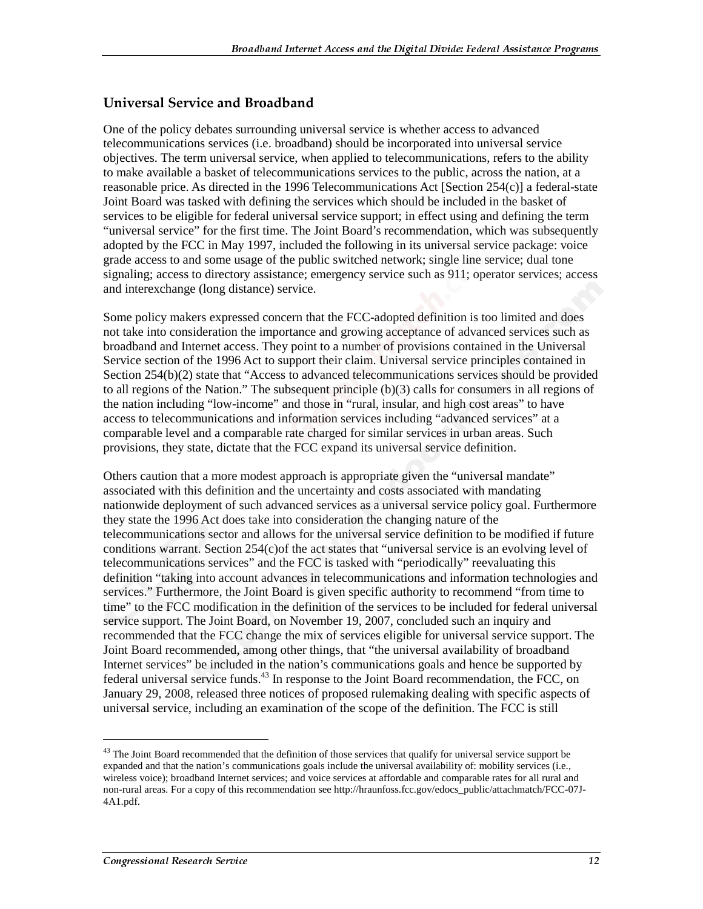## Universal Service and Broadband

One of the policy debates surrounding universal service is whether access to advanced telecommunications services (i.e. broadband) should be incorporated into universal service objectives. The term universal service, when applied to telecommunications, refers to the ability to make available a basket of telecommunications services to the public, across the nation, at a reasonable price. As directed in the 1996 Telecommunications Act [Section 254(c)] a federal-state Joint Board was tasked with defining the services which should be included in the basket of services to be eligible for federal universal service support; in effect using and defining the term "universal service" for the first time. The Joint Board's recommendation, which was subsequently adopted by the FCC in May 1997, included the following in its universal service package: voice grade access to and some usage of the public switched network; single line service; dual tone signaling; access to directory assistance; emergency service such as 911; operator services; access and interexchange (long distance) service.

Some policy makers expressed concern that the FCC-adopted definition is too limited and does not take into consideration the importance and growing acceptance of advanced services such as broadband and Internet access. They point to a number of provisions contained in the Universal Service section of the 1996 Act to support their claim. Universal service principles contained in Section 254(b)(2) state that "Access to advanced telecommunications services should be provided to all regions of the Nation." The subsequent principle (b)(3) calls for consumers in all regions of the nation including "low-income" and those in "rural, insular, and high cost areas" to have access to telecommunications and information services including "advanced services" at a comparable level and a comparable rate charged for similar services in urban areas. Such provisions, they state, dictate that the FCC expand its universal service definition.

Others caution that a more modest approach is appropriate given the "universal mandate" associated with this definition and the uncertainty and costs associated with mandating nationwide deployment of such advanced services as a universal service policy goal. Furthermore they state the 1996 Act does take into consideration the changing nature of the telecommunications sector and allows for the universal service definition to be modified if future conditions warrant. Section 254(c)of the act states that "universal service is an evolving level of telecommunications services" and the FCC is tasked with "periodically" reevaluating this definition "taking into account advances in telecommunications and information technologies and services." Furthermore, the Joint Board is given specific authority to recommend "from time to time" to the FCC modification in the definition of the services to be included for federal universal service support. The Joint Board, on November 19, 2007, concluded such an inquiry and recommended that the FCC change the mix of services eligible for universal service support. The Joint Board recommended, among other things, that "the universal availability of broadband Internet services" be included in the nation's communications goals and hence be supported by federal universal service funds.[43] In response to the Joint Board recommendation, the FCC, on January 29, 2008, released three notices of proposed rulemaking dealing with specific aspects of universal service, including an examination of the scope of the definition. The FCC is still

---

[43] The Joint Board recommended that the definition of those services that qualify for universal service support be expanded and that the nation's communications goals include the universal availability of: mobility services (i.e., wireless voice); broadband Internet services; and voice services at affordable and comparable rates for all rural and non-rural areas. For a copy of this recommendation see http://hraunfoss.fcc.gov/edocs_public/attachmatch/FCC-07J-4A1.pdf.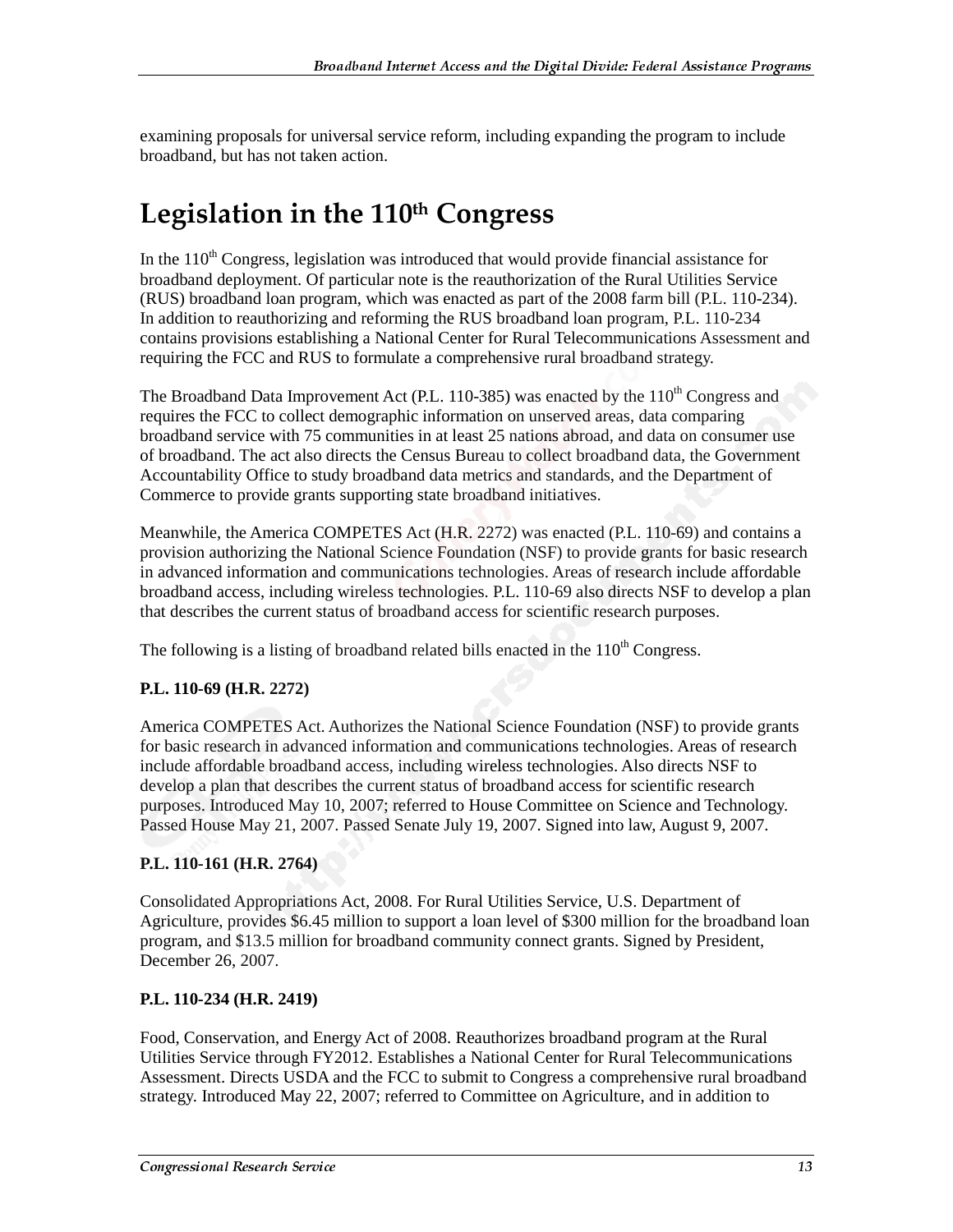examining proposals for universal service reform, including expanding the program to include broadband, but has not taken action.

# Legislation in the 110th Congress

In the 110th Congress, legislation was introduced that would provide financial assistance for broadband deployment. Of particular note is the reauthorization of the Rural Utilities Service (RUS) broadband loan program, which was enacted as part of the 2008 farm bill (P.L. 110-234). In addition to reauthorizing and reforming the RUS broadband loan program, P.L. 110-234 contains provisions establishing a National Center for Rural Telecommunications Assessment and requiring the FCC and RUS to formulate a comprehensive rural broadband strategy.

The Broadband Data Improvement Act (P.L. 110-385) was enacted by the 110th Congress and requires the FCC to collect demographic information on unserved areas, data comparing broadband service with 75 communities in at least 25 nations abroad, and data on consumer use of broadband. The act also directs the Census Bureau to collect broadband data, the Government Accountability Office to study broadband data metrics and standards, and the Department of Commerce to provide grants supporting state broadband initiatives.

Meanwhile, the America COMPETES Act (H.R. 2272) was enacted (P.L. 110-69) and contains a provision authorizing the National Science Foundation (NSF) to provide grants for basic research in advanced information and communications technologies. Areas of research include affordable broadband access, including wireless technologies. P.L. 110-69 also directs NSF to develop a plan that describes the current status of broadband access for scientific research purposes.

The following is a listing of broadband related bills enacted in the 110th Congress.

**P.L. 110-69 (H.R. 2272)**

America COMPETES Act. Authorizes the National Science Foundation (NSF) to provide grants for basic research in advanced information and communications technologies. Areas of research include affordable broadband access, including wireless technologies. Also directs NSF to develop a plan that describes the current status of broadband access for scientific research purposes. Introduced May 10, 2007; referred to House Committee on Science and Technology. Passed House May 21, 2007. Passed Senate July 19, 2007. Signed into law, August 9, 2007.

**P.L. 110-161 (H.R. 2764)**

Consolidated Appropriations Act, 2008. For Rural Utilities Service, U.S. Department of Agriculture, provides $6.45 million to support a loan level of $300 million for the broadband loan program, and $13.5 million for broadband community connect grants. Signed by President, December 26, 2007.

**P.L. 110-234 (H.R. 2419)**

Food, Conservation, and Energy Act of 2008. Reauthorizes broadband program at the Rural Utilities Service through FY2012. Establishes a National Center for Rural Telecommunications Assessment. Directs USDA and the FCC to submit to Congress a comprehensive rural broadband strategy. Introduced May 22, 2007; referred to Committee on Agriculture, and in addition to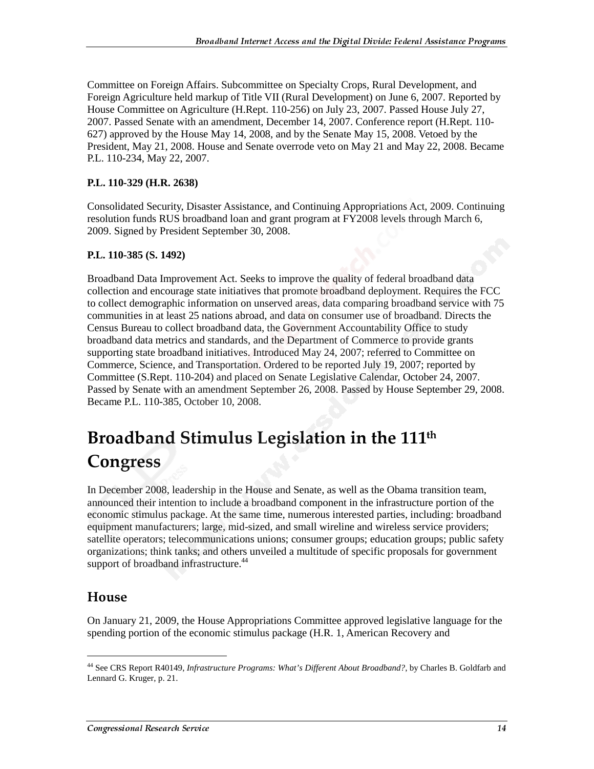Committee on Foreign Affairs. Subcommittee on Specialty Crops, Rural Development, and Foreign Agriculture held markup of Title VII (Rural Development) on June 6, 2007. Reported by House Committee on Agriculture (H.Rept. 110-256) on July 23, 2007. Passed House July 27, 2007. Passed Senate with an amendment, December 14, 2007. Conference report (H.Rept. 110-627) approved by the House May 14, 2008, and by the Senate May 15, 2008. Vetoed by the President, May 21, 2008. House and Senate overrode veto on May 21 and May 22, 2008. Became P.L. 110-234, May 22, 2007.

**P.L. 110-329 (H.R. 2638)**

Consolidated Security, Disaster Assistance, and Continuing Appropriations Act, 2009. Continuing resolution funds RUS broadband loan and grant program at FY2008 levels through March 6, 2009. Signed by President September 30, 2008.

**P.L. 110-385 (S. 1492)**

Broadband Data Improvement Act. Seeks to improve the quality of federal broadband data collection and encourage state initiatives that promote broadband deployment. Requires the FCC to collect demographic information on unserved areas, data comparing broadband service with 75 communities in at least 25 nations abroad, and data on consumer use of broadband. Directs the Census Bureau to collect broadband data, the Government Accountability Office to study broadband data metrics and standards, and the Department of Commerce to provide grants supporting state broadband initiatives. Introduced May 24, 2007; referred to Committee on Commerce, Science, and Transportation. Ordered to be reported July 19, 2007; reported by Committee (S.Rept. 110-204) and placed on Senate Legislative Calendar, October 24, 2007. Passed by Senate with an amendment September 26, 2008. Passed by House September 29, 2008. Became P.L. 110-385, October 10, 2008.

# Broadband Stimulus Legislation in the 111th Congress

In December 2008, leadership in the House and Senate, as well as the Obama transition team, announced their intention to include a broadband component in the infrastructure portion of the economic stimulus package. At the same time, numerous interested parties, including: broadband equipment manufacturers; large, mid-sized, and small wireline and wireless service providers; satellite operators; telecommunications unions; consumer groups; education groups; public safety organizations; think tanks; and others unveiled a multitude of specific proposals for government support of broadband infrastructure.[44]

## House

On January 21, 2009, the House Appropriations Committee approved legislative language for the spending portion of the economic stimulus package (H.R. 1, American Recovery and

[44] See CRS Report R40149, *Infrastructure Programs: What's Different About Broadband?*, by Charles B. Goldfarb and Lennard G. Kruger, p. 21.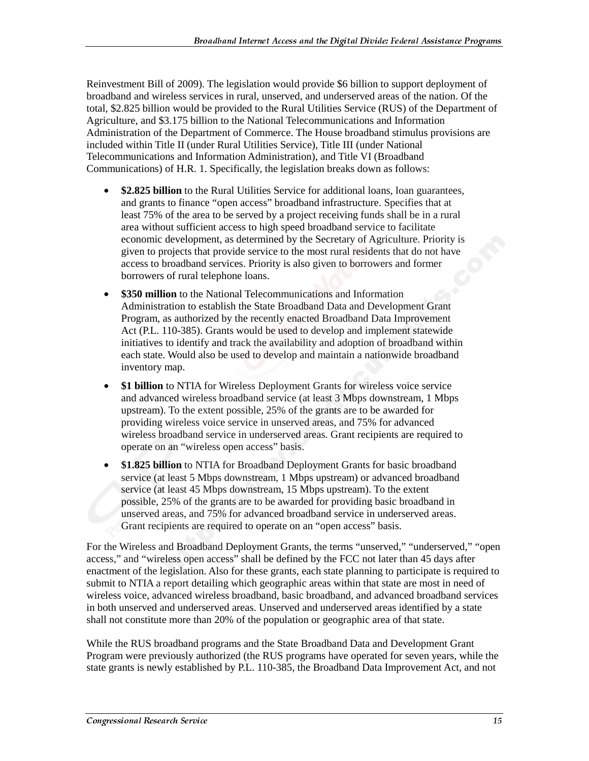Reinvestment Bill of 2009). The legislation would provide $6 billion to support deployment of broadband and wireless services in rural, unserved, and underserved areas of the nation. Of the total, $2.825 billion would be provided to the Rural Utilities Service (RUS) of the Department of Agriculture, and $3.175 billion to the National Telecommunications and Information Administration of the Department of Commerce. The House broadband stimulus provisions are included within Title II (under Rural Utilities Service), Title III (under National Telecommunications and Information Administration), and Title VI (Broadband Communications) of H.R. 1. Specifically, the legislation breaks down as follows:

- **$2.825 billion** to the Rural Utilities Service for additional loans, loan guarantees, and grants to finance "open access" broadband infrastructure. Specifies that at least 75% of the area to be served by a project receiving funds shall be in a rural area without sufficient access to high speed broadband service to facilitate economic development, as determined by the Secretary of Agriculture. Priority is given to projects that provide service to the most rural residents that do not have access to broadband services. Priority is also given to borrowers and former borrowers of rural telephone loans.
- **$350 million** to the National Telecommunications and Information Administration to establish the State Broadband Data and Development Grant Program, as authorized by the recently enacted Broadband Data Improvement Act (P.L. 110-385). Grants would be used to develop and implement statewide initiatives to identify and track the availability and adoption of broadband within each state. Would also be used to develop and maintain a nationwide broadband inventory map.
- **$1 billion** to NTIA for Wireless Deployment Grants for wireless voice service and advanced wireless broadband service (at least 3 Mbps downstream, 1 Mbps upstream). To the extent possible, 25% of the grants are to be awarded for providing wireless voice service in unserved areas, and 75% for advanced wireless broadband service in underserved areas. Grant recipients are required to operate on an "wireless open access" basis.
- **$1.825 billion** to NTIA for Broadband Deployment Grants for basic broadband service (at least 5 Mbps downstream, 1 Mbps upstream) or advanced broadband service (at least 45 Mbps downstream, 15 Mbps upstream). To the extent possible, 25% of the grants are to be awarded for providing basic broadband in unserved areas, and 75% for advanced broadband service in underserved areas. Grant recipients are required to operate on an "open access" basis.

For the Wireless and Broadband Deployment Grants, the terms "unserved," "underserved," "open access," and "wireless open access" shall be defined by the FCC not later than 45 days after enactment of the legislation. Also for these grants, each state planning to participate is required to submit to NTIA a report detailing which geographic areas within that state are most in need of wireless voice, advanced wireless broadband, basic broadband, and advanced broadband services in both unserved and underserved areas. Unserved and underserved areas identified by a state shall not constitute more than 20% of the population or geographic area of that state.

While the RUS broadband programs and the State Broadband Data and Development Grant Program were previously authorized (the RUS programs have operated for seven years, while the state grants is newly established by P.L. 110-385, the Broadband Data Improvement Act, and not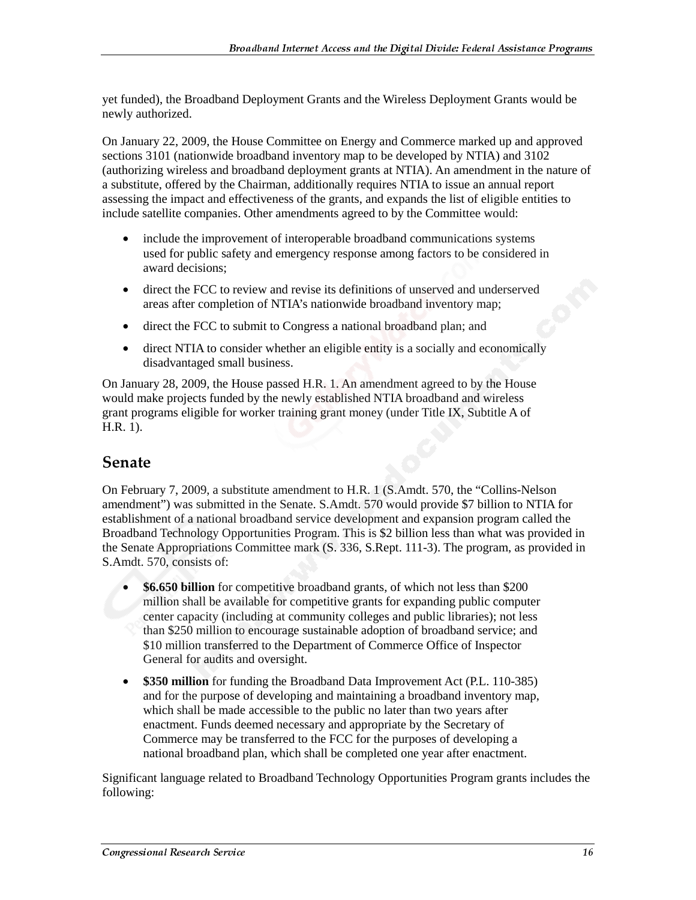yet funded), the Broadband Deployment Grants and the Wireless Deployment Grants would be newly authorized.

On January 22, 2009, the House Committee on Energy and Commerce marked up and approved sections 3101 (nationwide broadband inventory map to be developed by NTIA) and 3102 (authorizing wireless and broadband deployment grants at NTIA). An amendment in the nature of a substitute, offered by the Chairman, additionally requires NTIA to issue an annual report assessing the impact and effectiveness of the grants, and expands the list of eligible entities to include satellite companies. Other amendments agreed to by the Committee would:

- include the improvement of interoperable broadband communications systems used for public safety and emergency response among factors to be considered in award decisions;
- direct the FCC to review and revise its definitions of unserved and underserved areas after completion of NTIA's nationwide broadband inventory map;
- direct the FCC to submit to Congress a national broadband plan; and
- direct NTIA to consider whether an eligible entity is a socially and economically disadvantaged small business.

On January 28, 2009, the House passed H.R. 1. An amendment agreed to by the House would make projects funded by the newly established NTIA broadband and wireless grant programs eligible for worker training grant money (under Title IX, Subtitle A of H.R. 1).

## Senate

On February 7, 2009, a substitute amendment to H.R. 1 (S.Amdt. 570, the "Collins-Nelson amendment") was submitted in the Senate. S.Amdt. 570 would provide $7 billion to NTIA for establishment of a national broadband service development and expansion program called the Broadband Technology Opportunities Program. This is $2 billion less than what was provided in the Senate Appropriations Committee mark (S. 336, S.Rept. 111-3). The program, as provided in S.Amdt. 570, consists of:

- **$6.650 billion** for competitive broadband grants, of which not less than $200 million shall be available for competitive grants for expanding public computer center capacity (including at community colleges and public libraries); not less than $250 million to encourage sustainable adoption of broadband service; and $10 million transferred to the Department of Commerce Office of Inspector General for audits and oversight.
- **$350 million** for funding the Broadband Data Improvement Act (P.L. 110-385) and for the purpose of developing and maintaining a broadband inventory map, which shall be made accessible to the public no later than two years after enactment. Funds deemed necessary and appropriate by the Secretary of Commerce may be transferred to the FCC for the purposes of developing a national broadband plan, which shall be completed one year after enactment.

Significant language related to Broadband Technology Opportunities Program grants includes the following: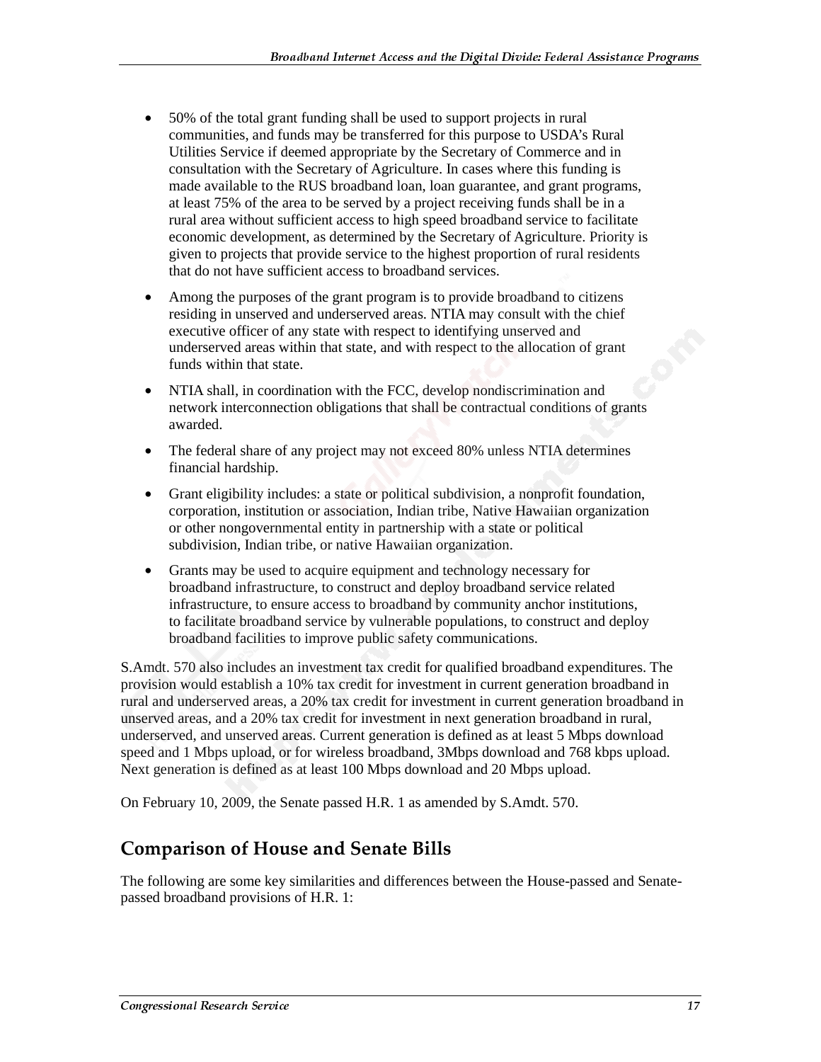- 50% of the total grant funding shall be used to support projects in rural communities, and funds may be transferred for this purpose to USDA's Rural Utilities Service if deemed appropriate by the Secretary of Commerce and in consultation with the Secretary of Agriculture. In cases where this funding is made available to the RUS broadband loan, loan guarantee, and grant programs, at least 75% of the area to be served by a project receiving funds shall be in a rural area without sufficient access to high speed broadband service to facilitate economic development, as determined by the Secretary of Agriculture. Priority is given to projects that provide service to the highest proportion of rural residents that do not have sufficient access to broadband services.
- Among the purposes of the grant program is to provide broadband to citizens residing in unserved and underserved areas. NTIA may consult with the chief executive officer of any state with respect to identifying unserved and underserved areas within that state, and with respect to the allocation of grant funds within that state.
- NTIA shall, in coordination with the FCC, develop nondiscrimination and network interconnection obligations that shall be contractual conditions of grants awarded.
- The federal share of any project may not exceed 80% unless NTIA determines financial hardship.
- Grant eligibility includes: a state or political subdivision, a nonprofit foundation, corporation, institution or association, Indian tribe, Native Hawaiian organization or other nongovernmental entity in partnership with a state or political subdivision, Indian tribe, or native Hawaiian organization.
- Grants may be used to acquire equipment and technology necessary for broadband infrastructure, to construct and deploy broadband service related infrastructure, to ensure access to broadband by community anchor institutions, to facilitate broadband service by vulnerable populations, to construct and deploy broadband facilities to improve public safety communications.

S.Amdt. 570 also includes an investment tax credit for qualified broadband expenditures. The provision would establish a 10% tax credit for investment in current generation broadband in rural and underserved areas, a 20% tax credit for investment in current generation broadband in unserved areas, and a 20% tax credit for investment in next generation broadband in rural, underserved, and unserved areas. Current generation is defined as at least 5 Mbps download speed and 1 Mbps upload, or for wireless broadband, 3Mbps download and 768 kbps upload. Next generation is defined as at least 100 Mbps download and 20 Mbps upload.

On February 10, 2009, the Senate passed H.R. 1 as amended by S.Amdt. 570.

## Comparison of House and Senate Bills

The following are some key similarities and differences between the House-passed and Senate-passed broadband provisions of H.R. 1: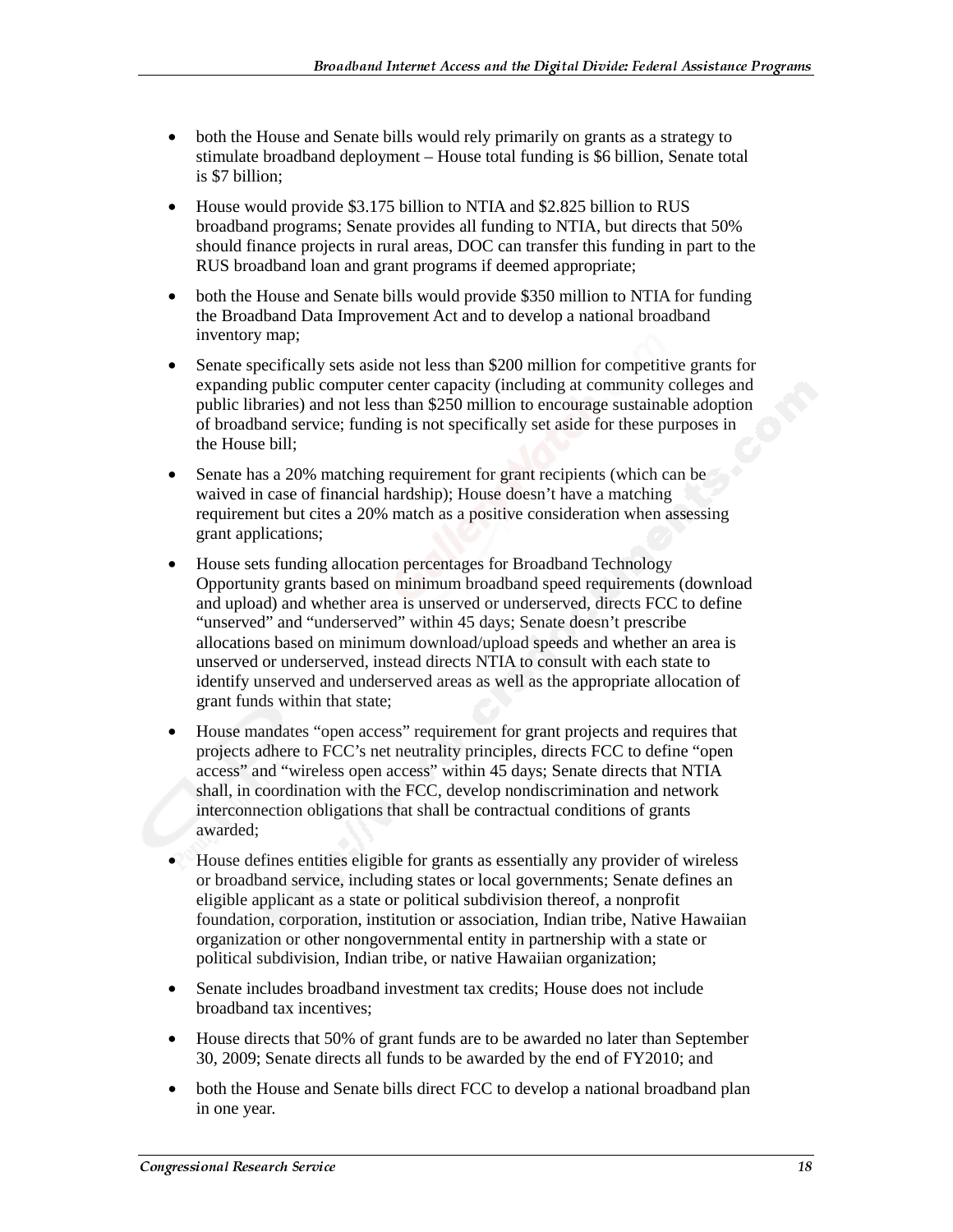- both the House and Senate bills would rely primarily on grants as a strategy to stimulate broadband deployment – House total funding is $6 billion, Senate total is $7 billion;
- House would provide $3.175 billion to NTIA and $2.825 billion to RUS broadband programs; Senate provides all funding to NTIA, but directs that 50% should finance projects in rural areas, DOC can transfer this funding in part to the RUS broadband loan and grant programs if deemed appropriate;
- both the House and Senate bills would provide $350 million to NTIA for funding the Broadband Data Improvement Act and to develop a national broadband inventory map;
- Senate specifically sets aside not less than $200 million for competitive grants for expanding public computer center capacity (including at community colleges and public libraries) and not less than $250 million to encourage sustainable adoption of broadband service; funding is not specifically set aside for these purposes in the House bill;
- Senate has a 20% matching requirement for grant recipients (which can be waived in case of financial hardship); House doesn't have a matching requirement but cites a 20% match as a positive consideration when assessing grant applications;
- House sets funding allocation percentages for Broadband Technology Opportunity grants based on minimum broadband speed requirements (download and upload) and whether area is unserved or underserved, directs FCC to define "unserved" and "underserved" within 45 days; Senate doesn't prescribe allocations based on minimum download/upload speeds and whether an area is unserved or underserved, instead directs NTIA to consult with each state to identify unserved and underserved areas as well as the appropriate allocation of grant funds within that state;
- House mandates "open access" requirement for grant projects and requires that projects adhere to FCC's net neutrality principles, directs FCC to define "open access" and "wireless open access" within 45 days; Senate directs that NTIA shall, in coordination with the FCC, develop nondiscrimination and network interconnection obligations that shall be contractual conditions of grants awarded;
- House defines entities eligible for grants as essentially any provider of wireless or broadband service, including states or local governments; Senate defines an eligible applicant as a state or political subdivision thereof, a nonprofit foundation, corporation, institution or association, Indian tribe, Native Hawaiian organization or other nongovernmental entity in partnership with a state or political subdivision, Indian tribe, or native Hawaiian organization;
- Senate includes broadband investment tax credits; House does not include broadband tax incentives;
- House directs that 50% of grant funds are to be awarded no later than September 30, 2009; Senate directs all funds to be awarded by the end of FY2010; and
- both the House and Senate bills direct FCC to develop a national broadband plan in one year.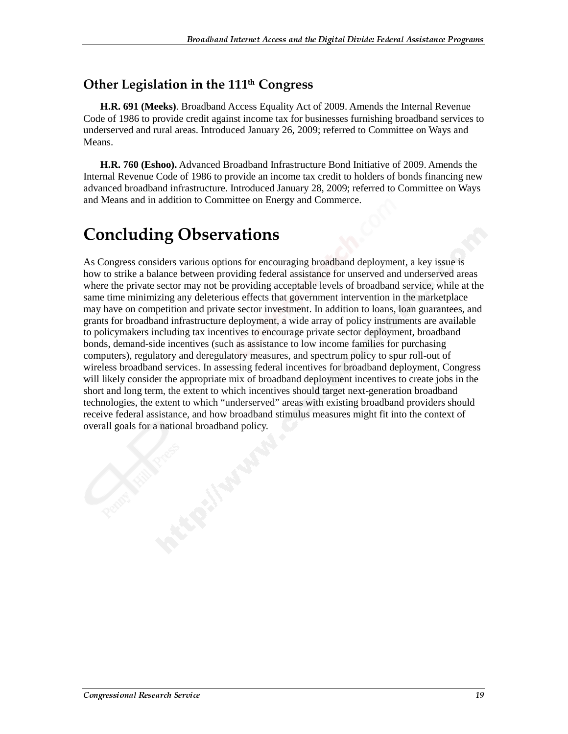### Other Legislation in the 111th Congress

**H.R. 691 (Meeks)**. Broadband Access Equality Act of 2009. Amends the Internal Revenue Code of 1986 to provide credit against income tax for businesses furnishing broadband services to underserved and rural areas. Introduced January 26, 2009; referred to Committee on Ways and Means.

**H.R. 760 (Eshoo).** Advanced Broadband Infrastructure Bond Initiative of 2009. Amends the Internal Revenue Code of 1986 to provide an income tax credit to holders of bonds financing new advanced broadband infrastructure. Introduced January 28, 2009; referred to Committee on Ways and Means and in addition to Committee on Energy and Commerce.

## Concluding Observations

As Congress considers various options for encouraging broadband deployment, a key issue is how to strike a balance between providing federal assistance for unserved and underserved areas where the private sector may not be providing acceptable levels of broadband service, while at the same time minimizing any deleterious effects that government intervention in the marketplace may have on competition and private sector investment. In addition to loans, loan guarantees, and grants for broadband infrastructure deployment, a wide array of policy instruments are available to policymakers including tax incentives to encourage private sector deployment, broadband bonds, demand-side incentives (such as assistance to low income families for purchasing computers), regulatory and deregulatory measures, and spectrum policy to spur roll-out of wireless broadband services. In assessing federal incentives for broadband deployment, Congress will likely consider the appropriate mix of broadband deployment incentives to create jobs in the short and long term, the extent to which incentives should target next-generation broadband technologies, the extent to which "underserved" areas with existing broadband providers should receive federal assistance, and how broadband stimulus measures might fit into the context of overall goals for a national broadband policy.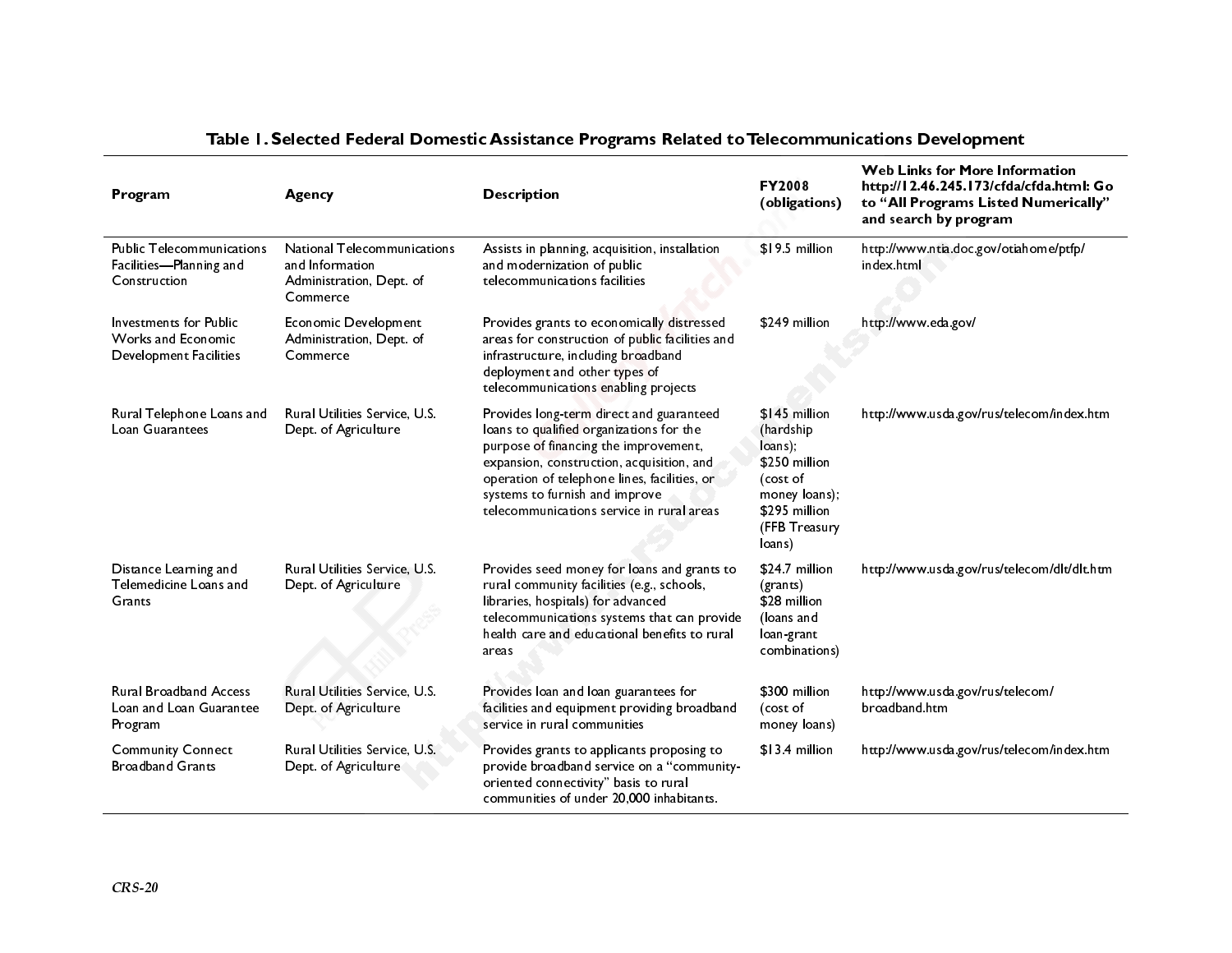**Table 1. Selected Federal Domestic Assistance Programs Related to Telecommunications Development**

| Program | Agency | Description | FY2008 (obligations) | Web Links for More Information http://12.46.245.173/cfda/cfda.html: Go to "All Programs Listed Numerically" and search by program |
|---|---|---|---|---|
| Public Telecommunications Facilities—Planning and Construction | National Telecommunications and Information Administration, Dept. of Commerce | Assists in planning, acquisition, installation and modernization of public telecommunications facilities | $19.5 million | http://www.ntia.doc.gov/otiahome/ptfp/index.html |
| Investments for Public Works and Economic Development Facilities | Economic Development Administration, Dept. of Commerce | Provides grants to economically distressed areas for construction of public facilities and infrastructure, including broadband deployment and other types of telecommunications enabling projects | $249 million | http://www.eda.gov/ |
| Rural Telephone Loans and Loan Guarantees | Rural Utilities Service, U.S. Dept. of Agriculture | Provides long-term direct and guaranteed loans to qualified organizations for the purpose of financing the improvement, expansion, construction, acquisition, and operation of telephone lines, facilities, or systems to furnish and improve telecommunications service in rural areas | $145 million (hardship loans); $250 million (cost of money loans); $295 million (FFB Treasury loans) | http://www.usda.gov/rus/telecom/index.htm |
| Distance Learning and Telemedicine Loans and Grants | Rural Utilities Service, U.S. Dept. of Agriculture | Provides seed money for loans and grants to rural community facilities (e.g., schools, libraries, hospitals) for advanced telecommunications systems that can provide health care and educational benefits to rural areas | $24.7 million (grants) $28 million (loans and loan-grant combinations) | http://www.usda.gov/rus/telecom/dlt/dlt.htm |
| Rural Broadband Access Loan and Loan Guarantee Program | Rural Utilities Service, U.S. Dept. of Agriculture | Provides loan and loan guarantees for facilities and equipment providing broadband service in rural communities | $300 million (cost of money loans) | http://www.usda.gov/rus/telecom/broadband.htm |
| Community Connect Broadband Grants | Rural Utilities Service, U.S. Dept. of Agriculture | Provides grants to applicants proposing to provide broadband service on a "community-oriented connectivity" basis to rural communities of under 20,000 inhabitants. | $13.4 million | http://www.usda.gov/rus/telecom/index.htm |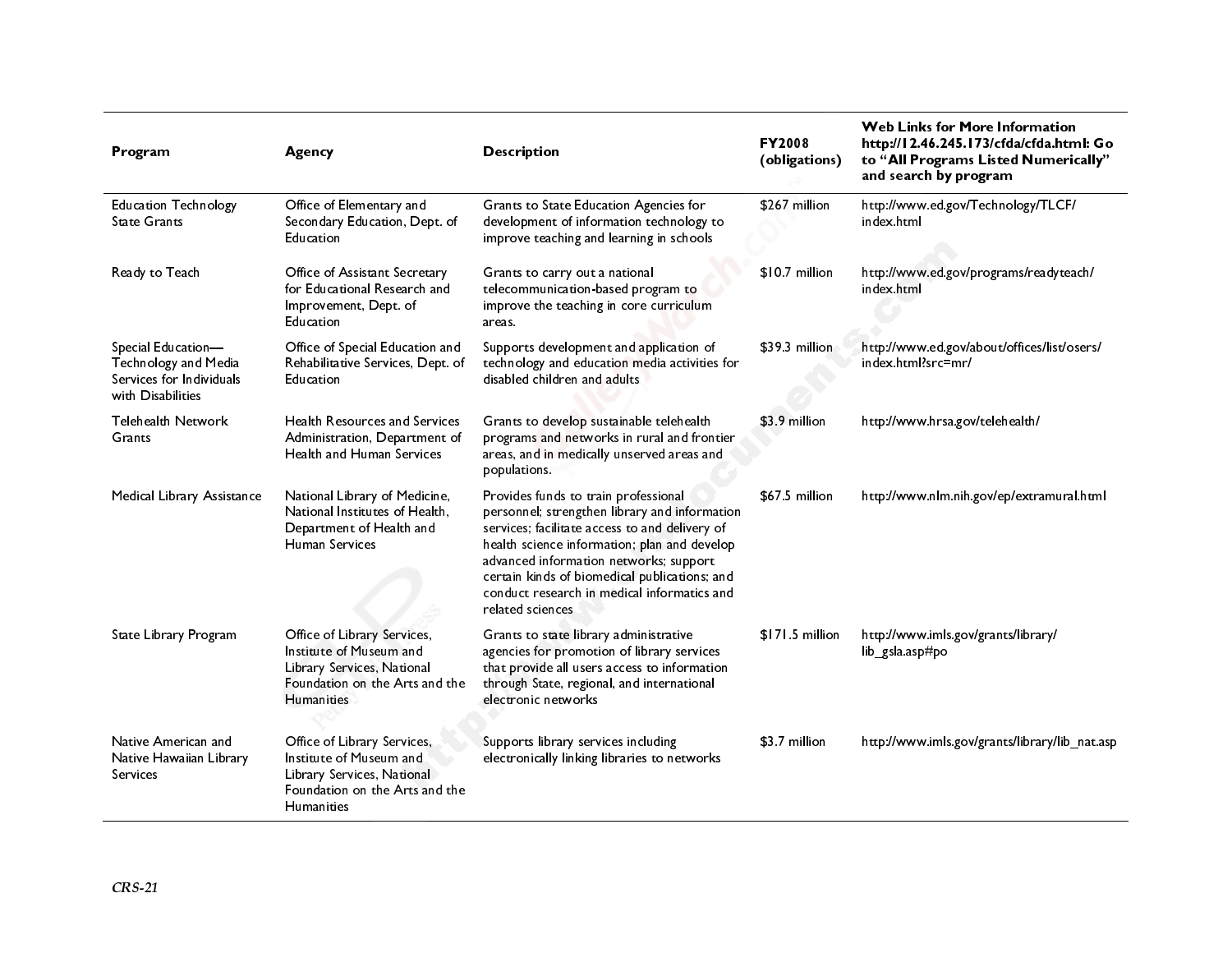| Program | Agency | Description | FY2008 (obligations) | Web Links for More Information http://12.46.245.173/cfda/cfda.html: Go to "All Programs Listed Numerically" and search by program |
|---|---|---|---|---|
| Education Technology State Grants | Office of Elementary and Secondary Education, Dept. of Education | Grants to State Education Agencies for development of information technology to improve teaching and learning in schools | $267 million | http://www.ed.gov/Technology/TLCF/index.html |
| Ready to Teach | Office of Assistant Secretary for Educational Research and Improvement, Dept. of Education | Grants to carry out a national telecommunication-based program to improve the teaching in core curriculum areas. | $10.7 million | http://www.ed.gov/programs/readyteach/index.html |
| Special Education—Technology and Media Services for Individuals with Disabilities | Office of Special Education and Rehabilitative Services, Dept. of Education | Supports development and application of technology and education media activities for disabled children and adults | $39.3 million | http://www.ed.gov/about/offices/list/osers/index.html?src=mr/ |
| Telehealth Network Grants | Health Resources and Services Administration, Department of Health and Human Services | Grants to develop sustainable telehealth programs and networks in rural and frontier areas, and in medically unserved areas and populations. | $3.9 million | http://www.hrsa.gov/telehealth/ |
| Medical Library Assistance | National Library of Medicine, National Institutes of Health, Department of Health and Human Services | Provides funds to train professional personnel; strengthen library and information services; facilitate access to and delivery of health science information; plan and develop advanced information networks; support certain kinds of biomedical publications; and conduct research in medical informatics and related sciences | $67.5 million | http://www.nlm.nih.gov/ep/extramural.html |
| State Library Program | Office of Library Services, Institute of Museum and Library Services, National Foundation on the Arts and the Humanities | Grants to state library administrative agencies for promotion of library services that provide all users access to information through State, regional, and international electronic networks | $171.5 million | http://www.imls.gov/grants/library/lib_gsla.asp#po |
| Native American and Native Hawaiian Library Services | Office of Library Services, Institute of Museum and Library Services, National Foundation on the Arts and the Humanities | Supports library services including electronically linking libraries to networks | $3.7 million | http://www.imls.gov/grants/library/lib_nat.asp |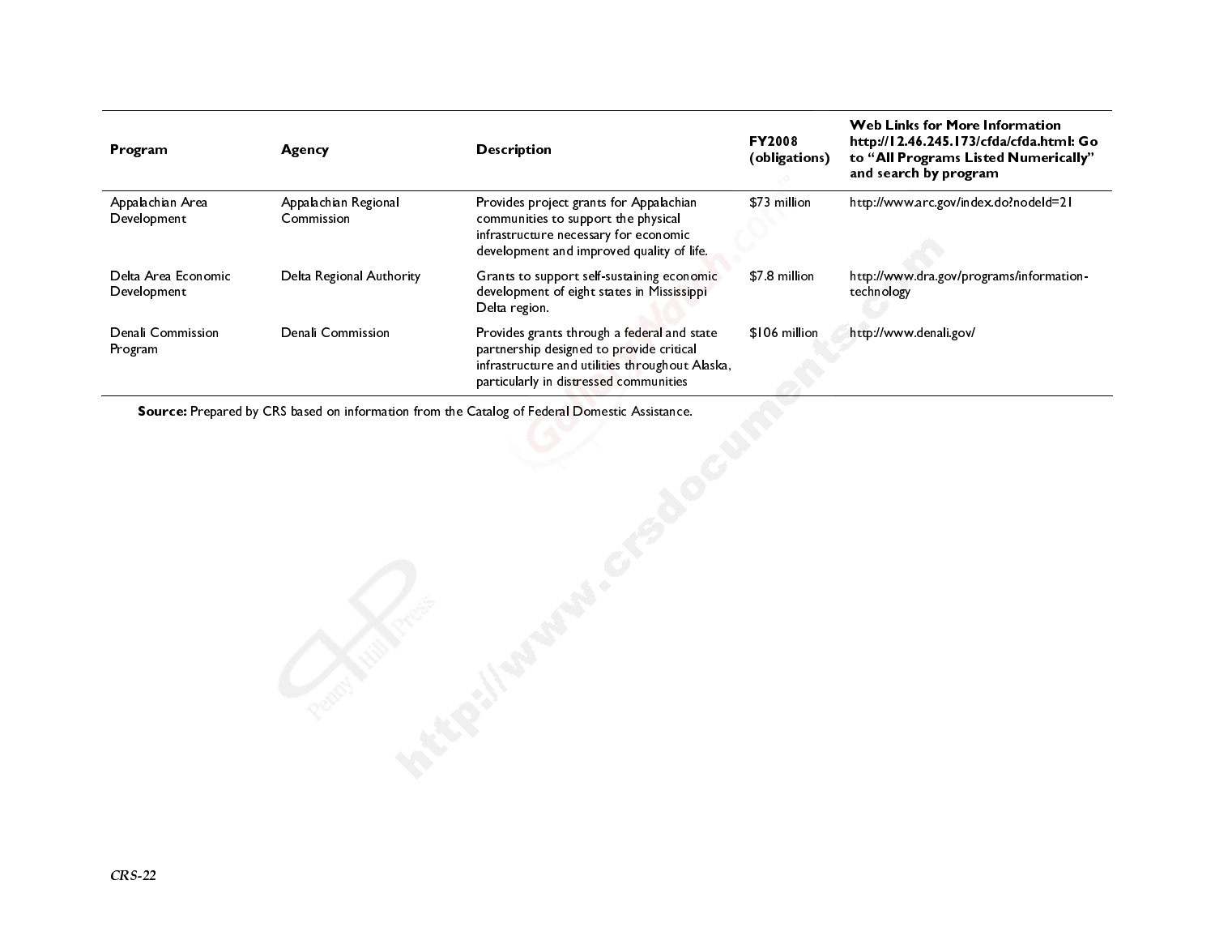| Program | Agency | Description | FY2008 (obligations) | Web Links for More Information http://12.46.245.173/cfda/cfda.html: Go to "All Programs Listed Numerically" and search by program |
|---|---|---|---|---|
| Appalachian Area Development | Appalachian Regional Commission | Provides project grants for Appalachian communities to support the physical infrastructure necessary for economic development and improved quality of life. | $73 million | http://www.arc.gov/index.do?nodeId=21 |
| Delta Area Economic Development | Delta Regional Authority | Grants to support self-sustaining economic development of eight states in Mississippi Delta region. | $7.8 million | http://www.dra.gov/programs/information-technology |
| Denali Commission Program | Denali Commission | Provides grants through a federal and state partnership designed to provide critical infrastructure and utilities throughout Alaska, particularly in distressed communities | $106 million | http://www.denali.gov/ |

**Source:** Prepared by CRS based on information from the Catalog of Federal Domestic Assistance.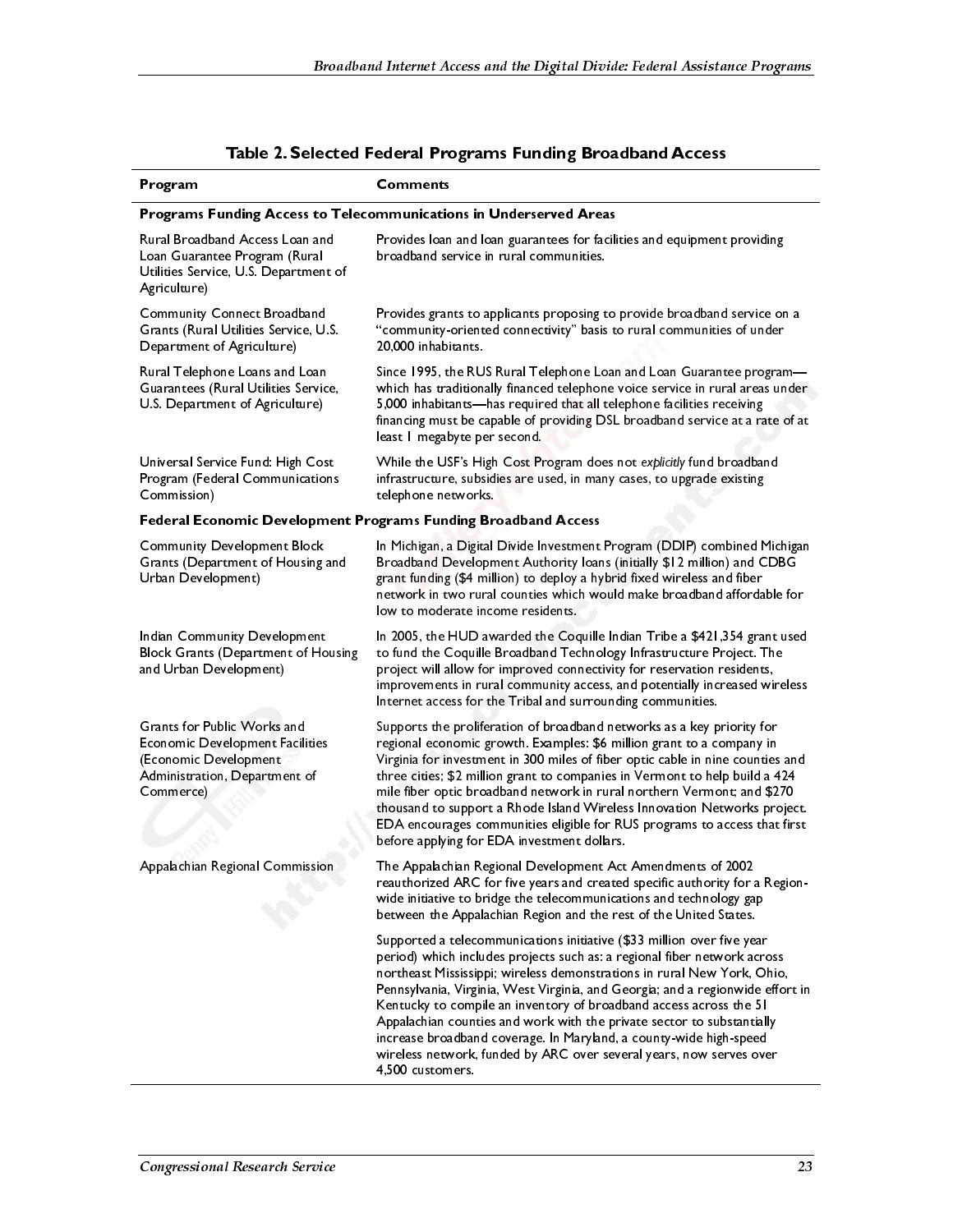**Table 2. Selected Federal Programs Funding Broadband Access**

| Program | Comments |
|---|---|
| **Programs Funding Access to Telecommunications in Underserved Areas** | |
| Rural Broadband Access Loan and Loan Guarantee Program (Rural Utilities Service, U.S. Department of Agriculture) | Provides loan and loan guarantees for facilities and equipment providing broadband service in rural communities. |
| Community Connect Broadband Grants (Rural Utilities Service, U.S. Department of Agriculture) | Provides grants to applicants proposing to provide broadband service on a "community-oriented connectivity" basis to rural communities of under 20,000 inhabitants. |
| Rural Telephone Loans and Loan Guarantees (Rural Utilities Service, U.S. Department of Agriculture) | Since 1995, the RUS Rural Telephone Loan and Loan Guarantee program—which has traditionally financed telephone voice service in rural areas under 5,000 inhabitants—has required that all telephone facilities receiving financing must be capable of providing DSL broadband service at a rate of at least 1 megabyte per second. |
| Universal Service Fund: High Cost Program (Federal Communications Commission) | While the USF's High Cost Program does not *explicitly* fund broadband infrastructure, subsidies are used, in many cases, to upgrade existing telephone networks. |
| **Federal Economic Development Programs Funding Broadband Access** | |
| Community Development Block Grants (Department of Housing and Urban Development) | In Michigan, a Digital Divide Investment Program (DDIP) combined Michigan Broadband Development Authority loans (initially $12 million) and CDBG grant funding ($4 million) to deploy a hybrid fixed wireless and fiber network in two rural counties which would make broadband affordable for low to moderate income residents. |
| Indian Community Development Block Grants (Department of Housing and Urban Development) | In 2005, the HUD awarded the Coquille Indian Tribe a $421,354 grant used to fund the Coquille Broadband Technology Infrastructure Project. The project will allow for improved connectivity for reservation residents, improvements in rural community access, and potentially increased wireless Internet access for the Tribal and surrounding communities. |
| Grants for Public Works and Economic Development Facilities (Economic Development Administration, Department of Commerce) | Supports the proliferation of broadband networks as a key priority for regional economic growth. Examples: $6 million grant to a company in Virginia for investment in 300 miles of fiber optic cable in nine counties and three cities; $2 million grant to companies in Vermont to help build a 424 mile fiber optic broadband network in rural northern Vermont; and $270 thousand to support a Rhode Island Wireless Innovation Networks project. EDA encourages communities eligible for RUS programs to access that first before applying for EDA investment dollars. |
| Appalachian Regional Commission | The Appalachian Regional Development Act Amendments of 2002 reauthorized ARC for five years and created specific authority for a Region-wide initiative to bridge the telecommunications and technology gap between the Appalachian Region and the rest of the United States. |
| | Supported a telecommunications initiative ($33 million over five year period) which includes projects such as: a regional fiber network across northeast Mississippi; wireless demonstrations in rural New York, Ohio, Pennsylvania, Virginia, West Virginia, and Georgia; and a regionwide effort in Kentucky to compile an inventory of broadband access across the 51 Appalachian counties and work with the private sector to substantially increase broadband coverage. In Maryland, a county-wide high-speed wireless network, funded by ARC over several years, now serves over 4,500 customers. |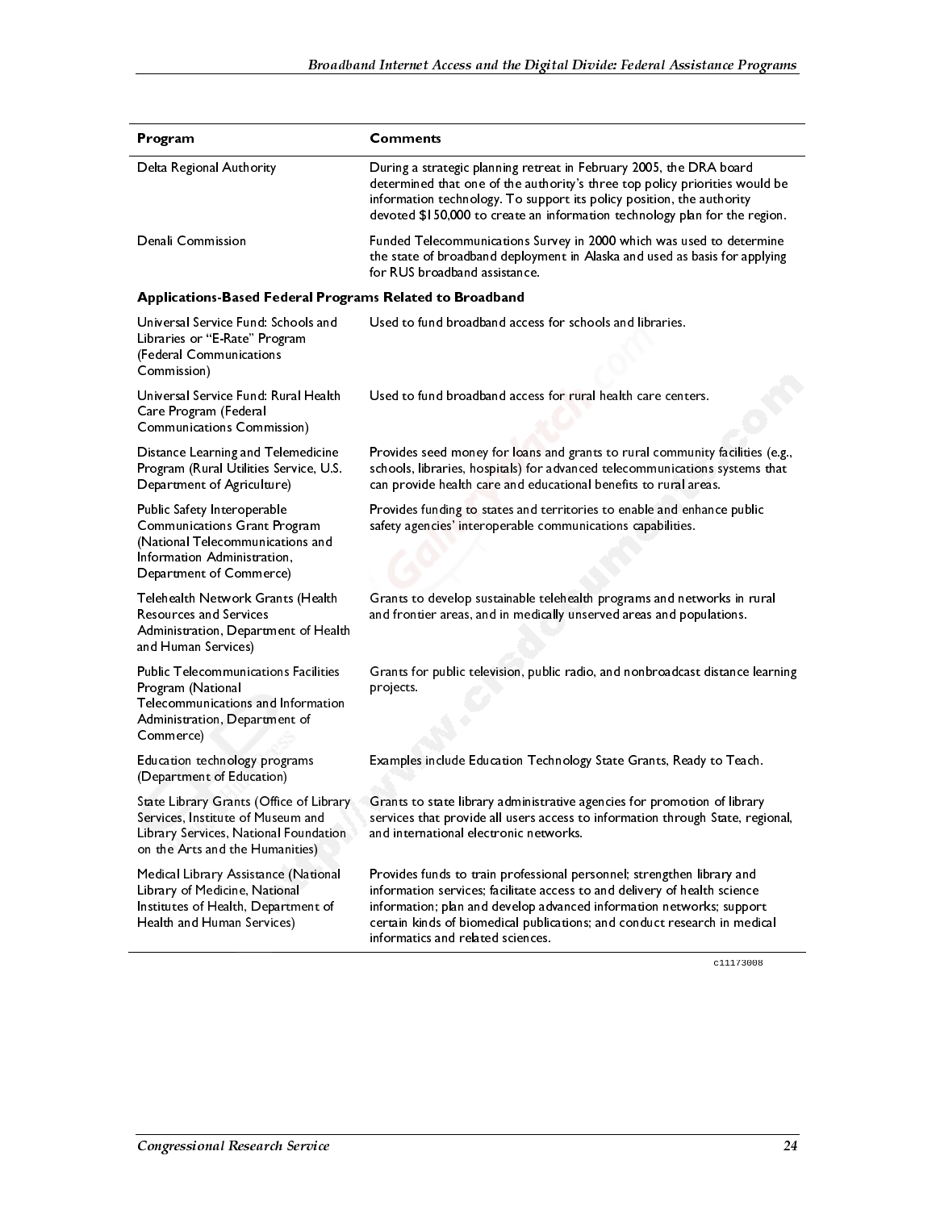| Program | Comments |
| --- | --- |
| Delta Regional Authority | During a strategic planning retreat in February 2005, the DRA board determined that one of the authority's three top policy priorities would be information technology. To support its policy position, the authority devoted $150,000 to create an information technology plan for the region. |
| Denali Commission | Funded Telecommunications Survey in 2000 which was used to determine the state of broadband deployment in Alaska and used as basis for applying for RUS broadband assistance. |
| **Applications-Based Federal Programs Related to Broadband** | |
| Universal Service Fund: Schools and Libraries or "E-Rate" Program (Federal Communications Commission) | Used to fund broadband access for schools and libraries. |
| Universal Service Fund: Rural Health Care Program (Federal Communications Commission) | Used to fund broadband access for rural health care centers. |
| Distance Learning and Telemedicine Program (Rural Utilities Service, U.S. Department of Agriculture) | Provides seed money for loans and grants to rural community facilities (e.g., schools, libraries, hospitals) for advanced telecommunications systems that can provide health care and educational benefits to rural areas. |
| Public Safety Interoperable Communications Grant Program (National Telecommunications and Information Administration, Department of Commerce) | Provides funding to states and territories to enable and enhance public safety agencies' interoperable communications capabilities. |
| Telehealth Network Grants (Health Resources and Services Administration, Department of Health and Human Services) | Grants to develop sustainable telehealth programs and networks in rural and frontier areas, and in medically unserved areas and populations. |
| Public Telecommunications Facilities Program (National Telecommunications and Information Administration, Department of Commerce) | Grants for public television, public radio, and nonbroadcast distance learning projects. |
| Education technology programs (Department of Education) | Examples include Education Technology State Grants, Ready to Teach. |
| State Library Grants (Office of Library Services, Institute of Museum and Library Services, National Foundation on the Arts and the Humanities) | Grants to state library administrative agencies for promotion of library services that provide all users access to information through State, regional, and international electronic networks. |
| Medical Library Assistance (National Library of Medicine, National Institutes of Health, Department of Health and Human Services) | Provides funds to train professional personnel; strengthen library and information services; facilitate access to and delivery of health science information; plan and develop advanced information networks; support certain kinds of biomedical publications; and conduct research in medical informatics and related sciences. |

c11173008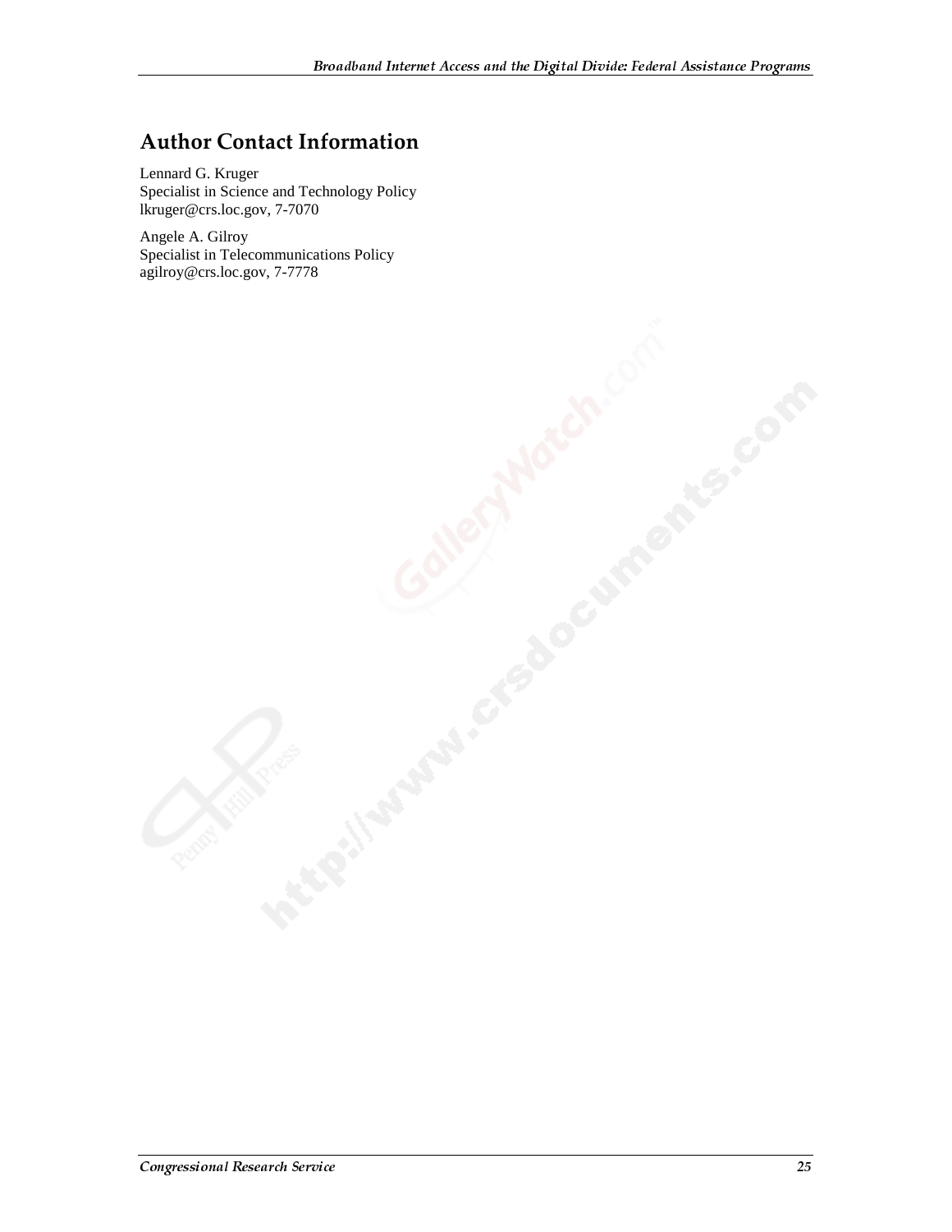## Author Contact Information

Lennard G. Kruger
Specialist in Science and Technology Policy
lkruger@crs.loc.gov, 7-7070

Angele A. Gilroy
Specialist in Telecommunications Policy
agilroy@crs.loc.gov, 7-7778